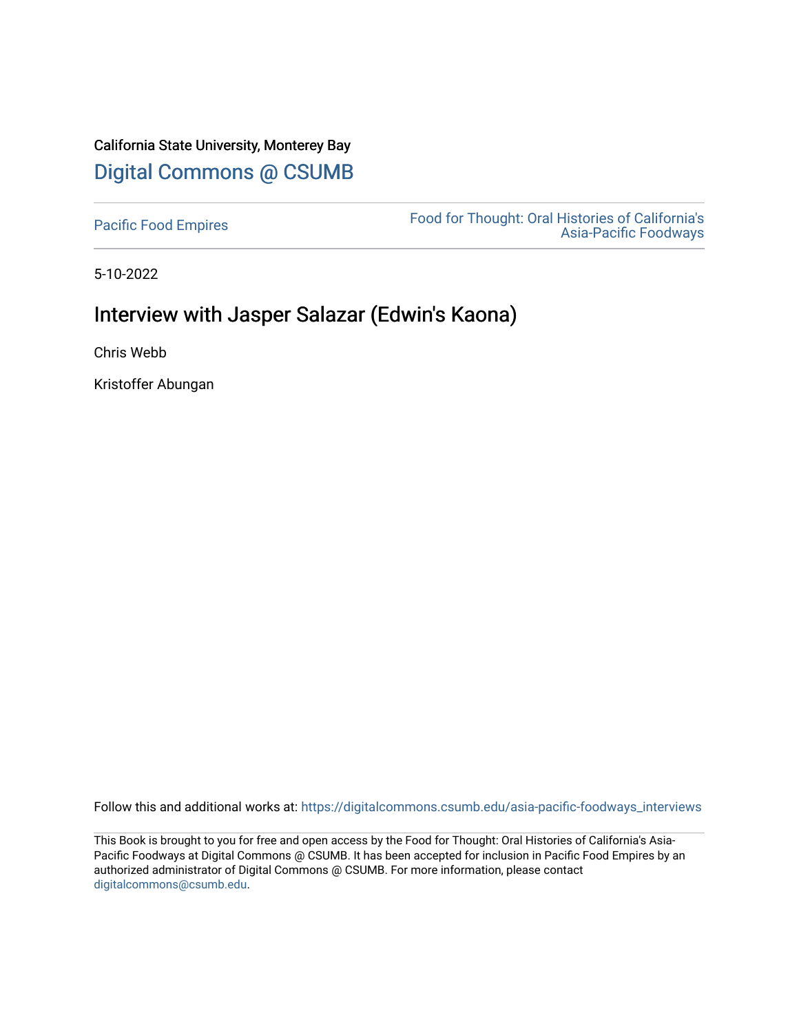California State University, Monterey Bay

Digital Commons @ CSUMB

Pacific Food Empires

Food for Thought: Oral Histories of California's Asia-Pacific Foodways

5-10-2022

# Interview with Jasper Salazar (Edwin's Kaona)

Chris Webb

Kristoffer Abungan

Follow this and additional works at: https://digitalcommons.csumb.edu/asia-pacific-foodways_interviews

This Book is brought to you for free and open access by the Food for Thought: Oral Histories of California's Asia-Pacific Foodways at Digital Commons @ CSUMB. It has been accepted for inclusion in Pacific Food Empires by an authorized administrator of Digital Commons @ CSUMB. For more information, please contact digitalcommons@csumb.edu.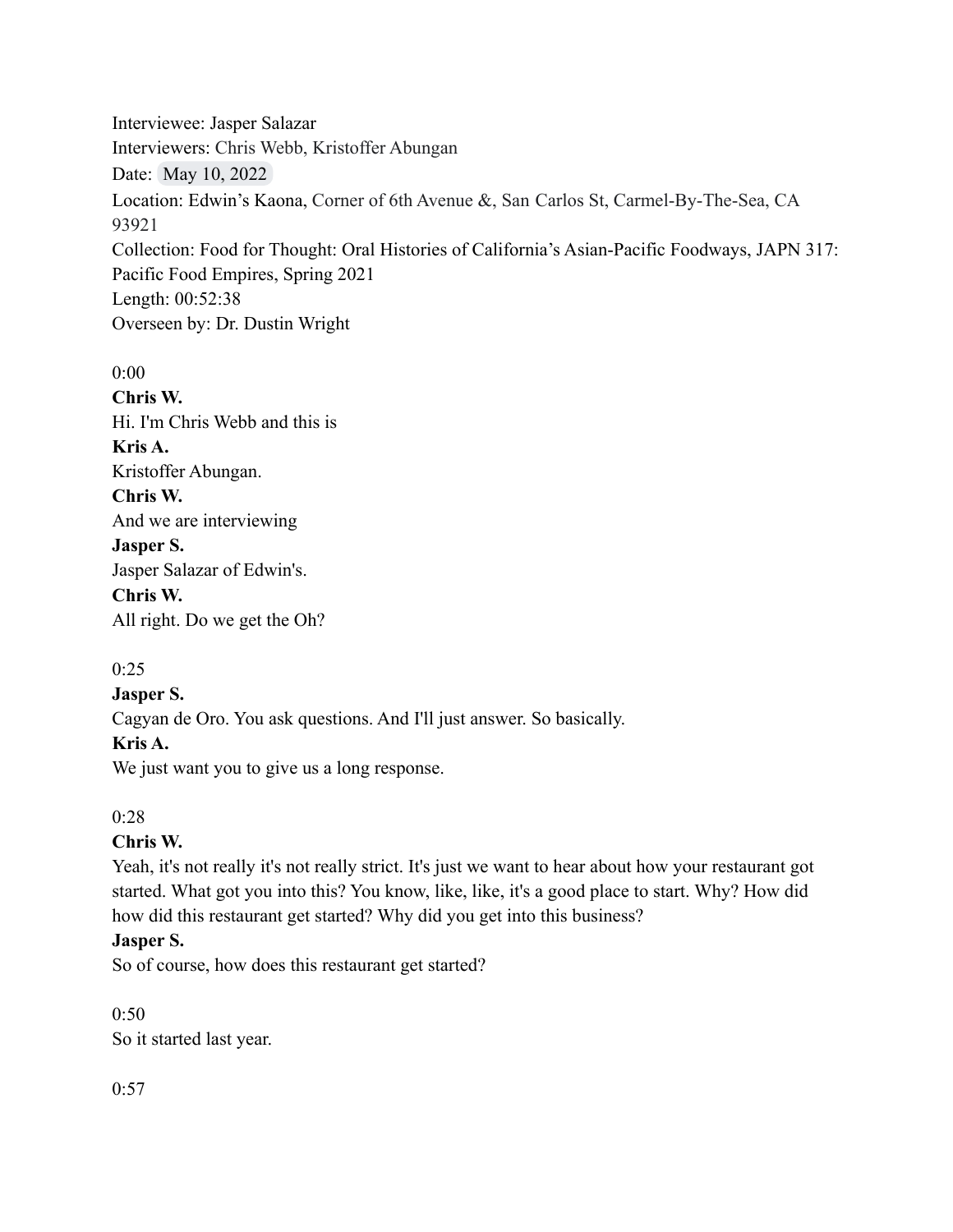Interviewee: Jasper Salazar
Interviewers: Chris Webb, Kristoffer Abungan
Date: May 10, 2022
Location: Edwin's Kaona, Corner of 6th Avenue &, San Carlos St, Carmel-By-The-Sea, CA 93921
Collection: Food for Thought: Oral Histories of California's Asian-Pacific Foodways, JAPN 317: Pacific Food Empires, Spring 2021
Length: 00:52:38
Overseen by: Dr. Dustin Wright

0:00

**Chris W.**
Hi. I'm Chris Webb and this is

**Kris A.**
Kristoffer Abungan.

**Chris W.**
And we are interviewing

**Jasper S.**
Jasper Salazar of Edwin's.

**Chris W.**
All right. Do we get the Oh?

0:25

**Jasper S.**
Cagyan de Oro. You ask questions. And I'll just answer. So basically.

**Kris A.**
We just want you to give us a long response.

0:28

**Chris W.**
Yeah, it's not really it's not really strict. It's just we want to hear about how your restaurant got started. What got you into this? You know, like, like, it's a good place to start. Why? How did how did this restaurant get started? Why did you get into this business?

**Jasper S.**
So of course, how does this restaurant get started?

0:50

So it started last year.

0:57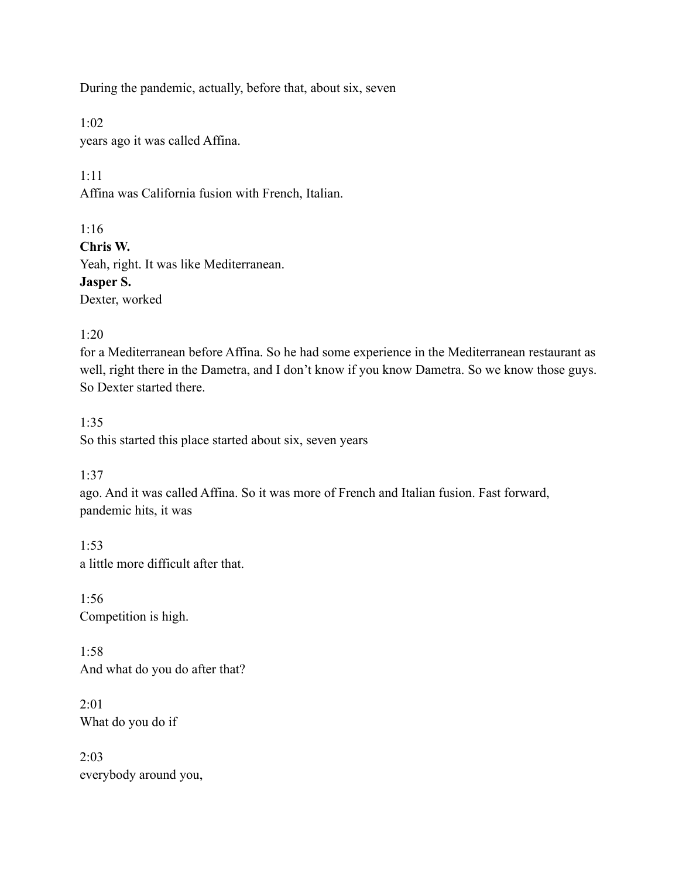During the pandemic, actually, before that, about six, seven

1:02
years ago it was called Affina.

1:11
Affina was California fusion with French, Italian.

1:16
**Chris W.**
Yeah, right. It was like Mediterranean.
**Jasper S.**
Dexter, worked

1:20
for a Mediterranean before Affina. So he had some experience in the Mediterranean restaurant as well, right there in the Dametra, and I don't know if you know Dametra. So we know those guys. So Dexter started there.

1:35
So this started this place started about six, seven years

1:37
ago. And it was called Affina. So it was more of French and Italian fusion. Fast forward, pandemic hits, it was

1:53
a little more difficult after that.

1:56
Competition is high.

1:58
And what do you do after that?

2:01
What do you do if

2:03
everybody around you,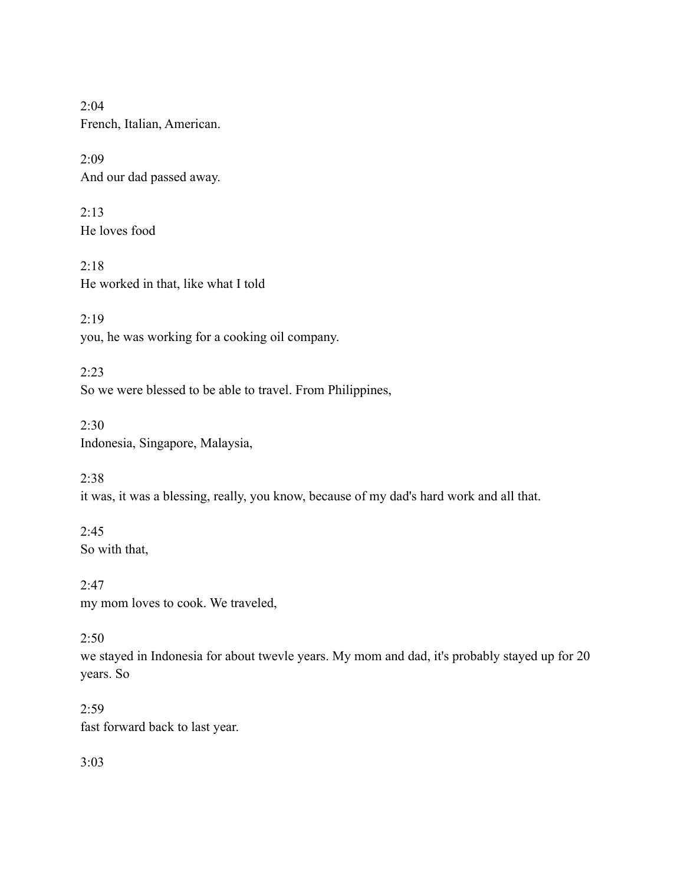2:04
French, Italian, American.

2:09
And our dad passed away.

2:13
He loves food

2:18
He worked in that, like what I told

2:19
you, he was working for a cooking oil company.

2:23
So we were blessed to be able to travel. From Philippines,

2:30
Indonesia, Singapore, Malaysia,

2:38
it was, it was a blessing, really, you know, because of my dad's hard work and all that.

2:45
So with that,

2:47
my mom loves to cook. We traveled,

2:50
we stayed in Indonesia for about twevle years. My mom and dad, it's probably stayed up for 20 years. So

2:59
fast forward back to last year.

3:03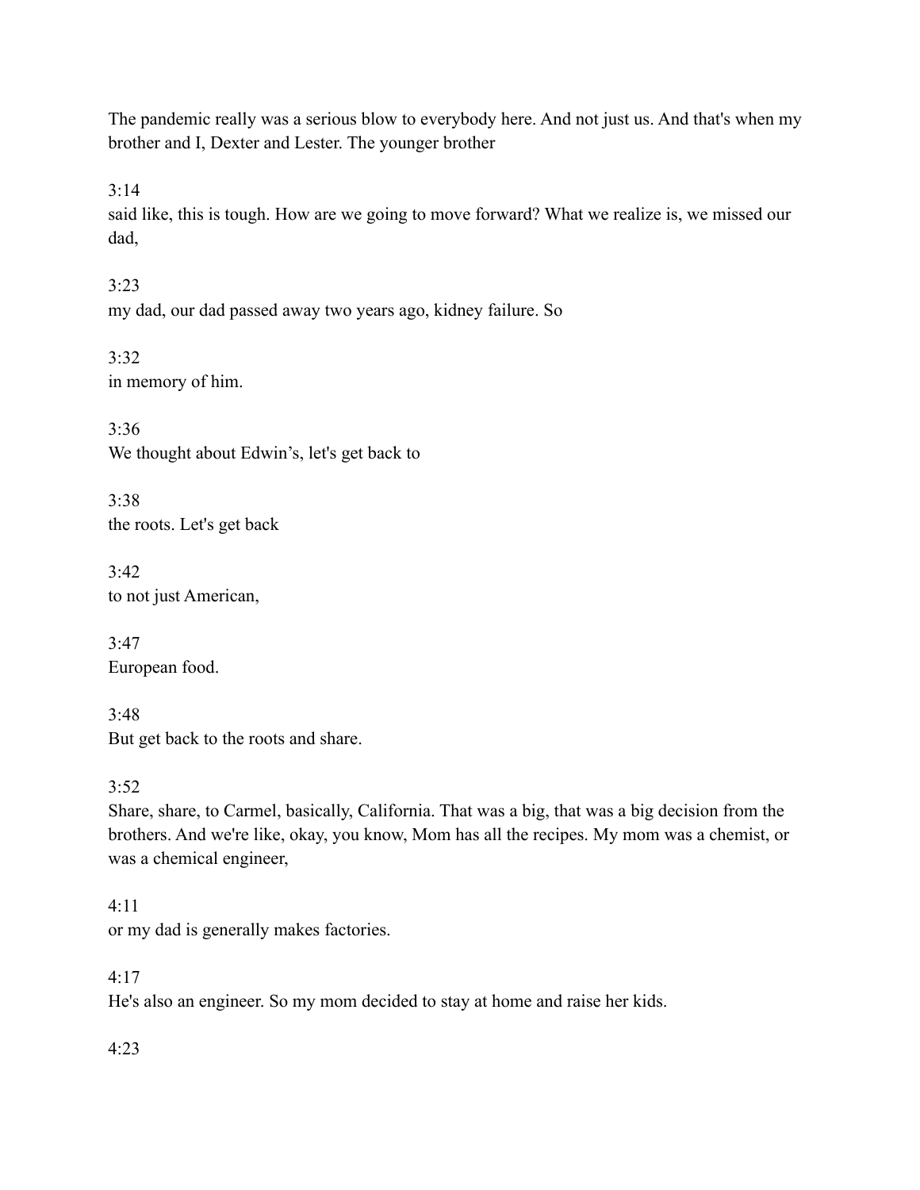The pandemic really was a serious blow to everybody here. And not just us. And that's when my brother and I, Dexter and Lester. The younger brother

3:14
said like, this is tough. How are we going to move forward? What we realize is, we missed our dad,

3:23
my dad, our dad passed away two years ago, kidney failure. So

3:32
in memory of him.

3:36
We thought about Edwin's, let's get back to

3:38
the roots. Let's get back

3:42
to not just American,

3:47
European food.

3:48
But get back to the roots and share.

3:52
Share, share, to Carmel, basically, California. That was a big, that was a big decision from the brothers. And we're like, okay, you know, Mom has all the recipes. My mom was a chemist, or was a chemical engineer,

4:11
or my dad is generally makes factories.

4:17
He's also an engineer. So my mom decided to stay at home and raise her kids.

4:23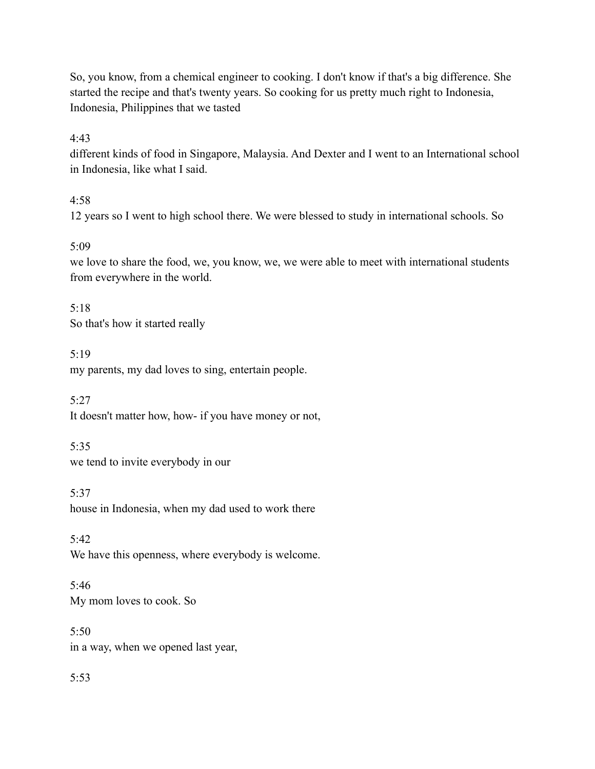So, you know, from a chemical engineer to cooking. I don't know if that's a big difference. She started the recipe and that's twenty years. So cooking for us pretty much right to Indonesia, Indonesia, Philippines that we tasted

4:43

different kinds of food in Singapore, Malaysia. And Dexter and I went to an International school in Indonesia, like what I said.

4:58

12 years so I went to high school there. We were blessed to study in international schools. So

5:09

we love to share the food, we, you know, we, we were able to meet with international students from everywhere in the world.

5:18

So that's how it started really

5:19

my parents, my dad loves to sing, entertain people.

5:27

It doesn't matter how, how- if you have money or not,

5:35

we tend to invite everybody in our

5:37

house in Indonesia, when my dad used to work there

5:42

We have this openness, where everybody is welcome.

5:46

My mom loves to cook. So

5:50

in a way, when we opened last year,

5:53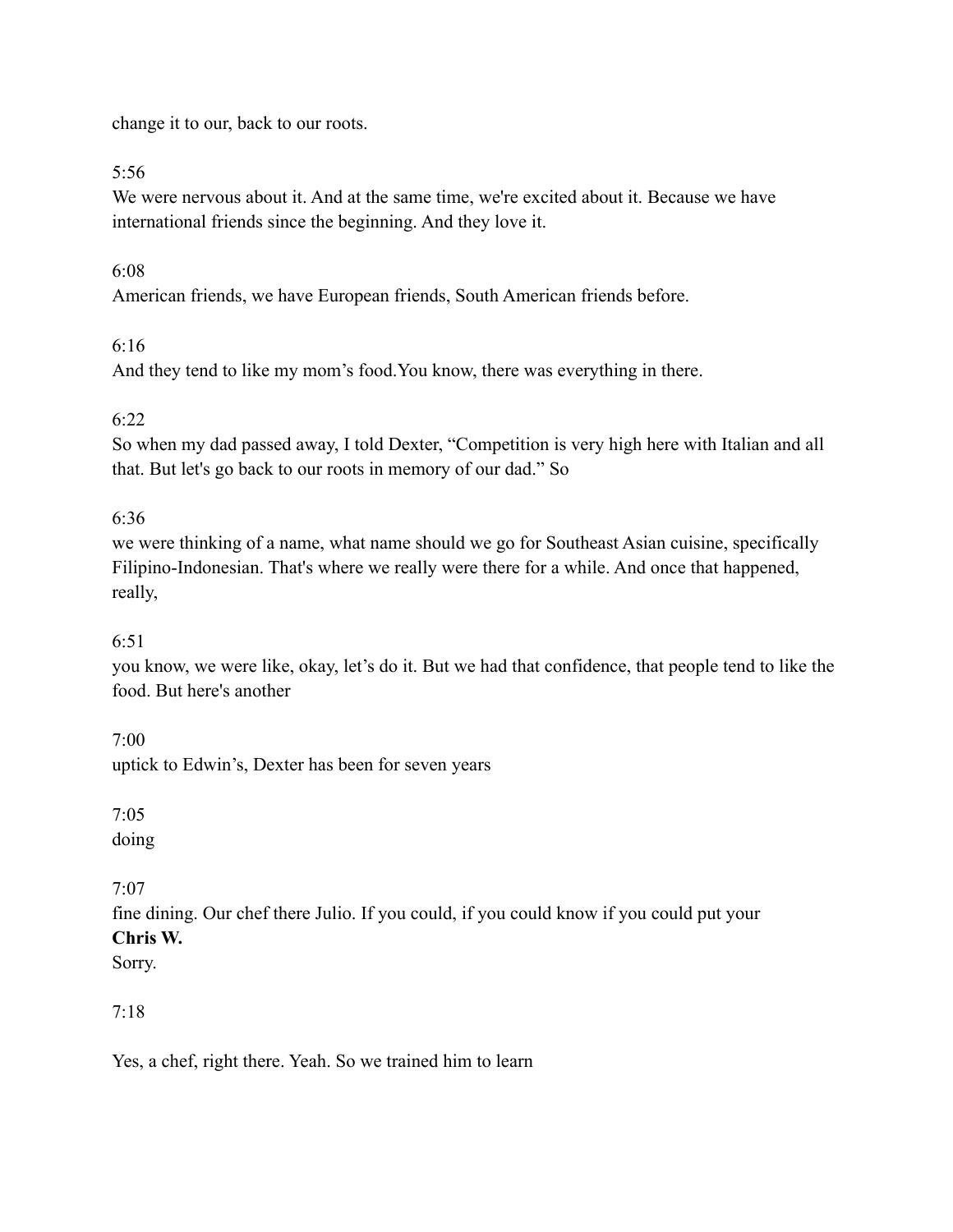change it to our, back to our roots.

5:56

We were nervous about it. And at the same time, we're excited about it. Because we have international friends since the beginning. And they love it.

6:08

American friends, we have European friends, South American friends before.

6:16

And they tend to like my mom's food.You know, there was everything in there.

6:22

So when my dad passed away, I told Dexter, "Competition is very high here with Italian and all that. But let's go back to our roots in memory of our dad." So

6:36

we were thinking of a name, what name should we go for Southeast Asian cuisine, specifically Filipino-Indonesian. That's where we really were there for a while. And once that happened, really,

6:51

you know, we were like, okay, let's do it. But we had that confidence, that people tend to like the food. But here's another

7:00

uptick to Edwin's, Dexter has been for seven years

7:05

doing

7:07

fine dining. Our chef there Julio. If you could, if you could know if you could put your

**Chris W.**

Sorry.

7:18

Yes, a chef, right there. Yeah. So we trained him to learn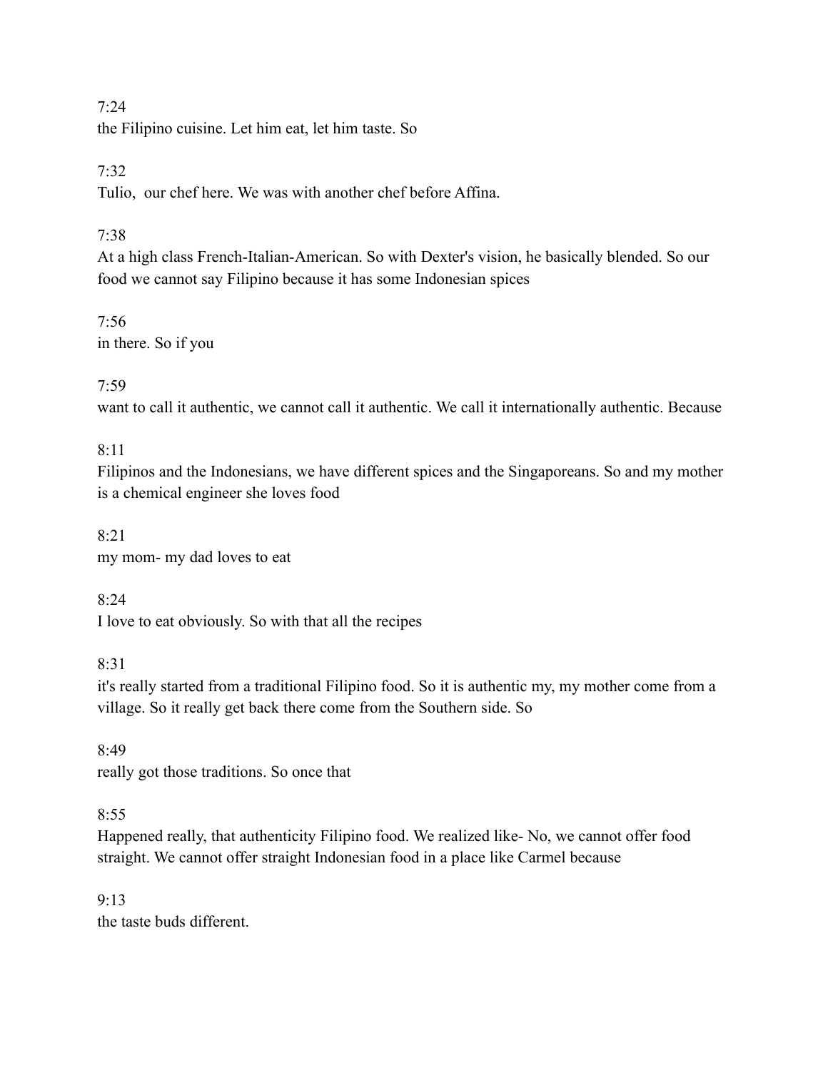7:24

the Filipino cuisine. Let him eat, let him taste. So

7:32

Tulio, our chef here. We was with another chef before Affina.

7:38

At a high class French-Italian-American. So with Dexter's vision, he basically blended. So our food we cannot say Filipino because it has some Indonesian spices

7:56

in there. So if you

7:59

want to call it authentic, we cannot call it authentic. We call it internationally authentic. Because

8:11

Filipinos and the Indonesians, we have different spices and the Singaporeans. So and my mother is a chemical engineer she loves food

8:21

my mom- my dad loves to eat

8:24

I love to eat obviously. So with that all the recipes

8:31

it's really started from a traditional Filipino food. So it is authentic my, my mother come from a village. So it really get back there come from the Southern side. So

8:49

really got those traditions. So once that

8:55

Happened really, that authenticity Filipino food. We realized like- No, we cannot offer food straight. We cannot offer straight Indonesian food in a place like Carmel because

9:13

the taste buds different.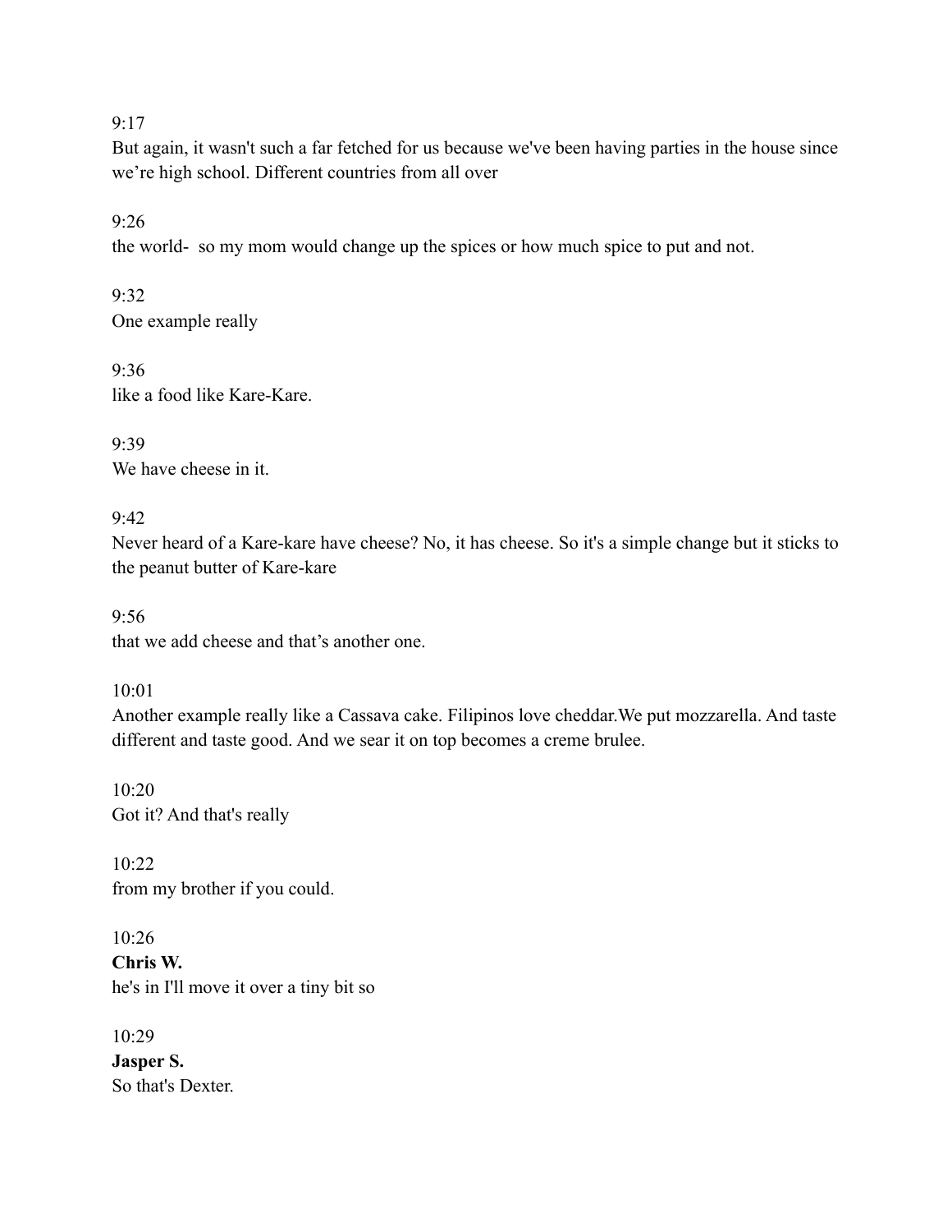9:17
But again, it wasn't such a far fetched for us because we've been having parties in the house since we're high school. Different countries from all over

9:26
the world-  so my mom would change up the spices or how much spice to put and not.

9:32
One example really

9:36
like a food like Kare-Kare.

9:39
We have cheese in it.

9:42
Never heard of a Kare-kare have cheese? No, it has cheese. So it's a simple change but it sticks to the peanut butter of Kare-kare

9:56
that we add cheese and that's another one.

10:01
Another example really like a Cassava cake. Filipinos love cheddar.We put mozzarella. And taste different and taste good. And we sear it on top becomes a creme brulee.

10:20
Got it? And that's really

10:22
from my brother if you could.

10:26
**Chris W.**
he's in I'll move it over a tiny bit so

10:29
**Jasper S.**
So that's Dexter.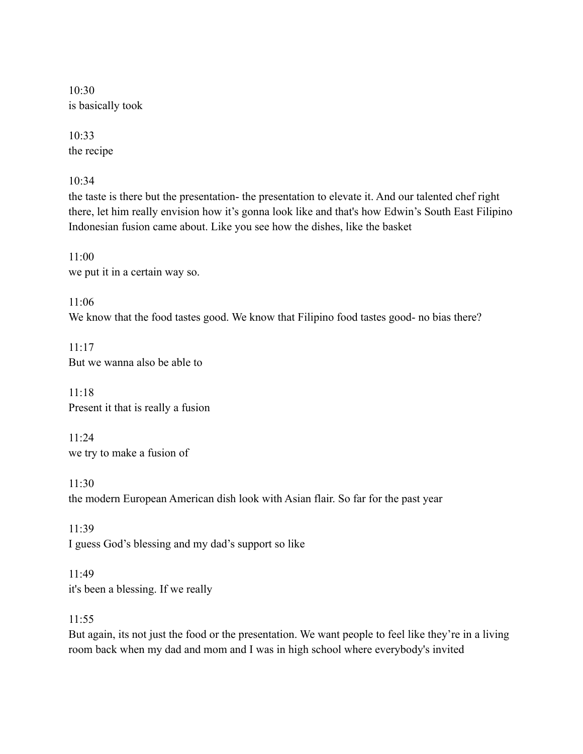10:30
is basically took

10:33
the recipe

10:34
the taste is there but the presentation- the presentation to elevate it. And our talented chef right there, let him really envision how it's gonna look like and that's how Edwin's South East Filipino Indonesian fusion came about. Like you see how the dishes, like the basket

11:00
we put it in a certain way so.

11:06
We know that the food tastes good. We know that Filipino food tastes good- no bias there?

11:17
But we wanna also be able to

11:18
Present it that is really a fusion

11:24
we try to make a fusion of

11:30
the modern European American dish look with Asian flair. So far for the past year

11:39
I guess God's blessing and my dad's support so like

11:49
it's been a blessing. If we really

11:55
But again, its not just the food or the presentation. We want people to feel like they're in a living room back when my dad and mom and I was in high school where everybody's invited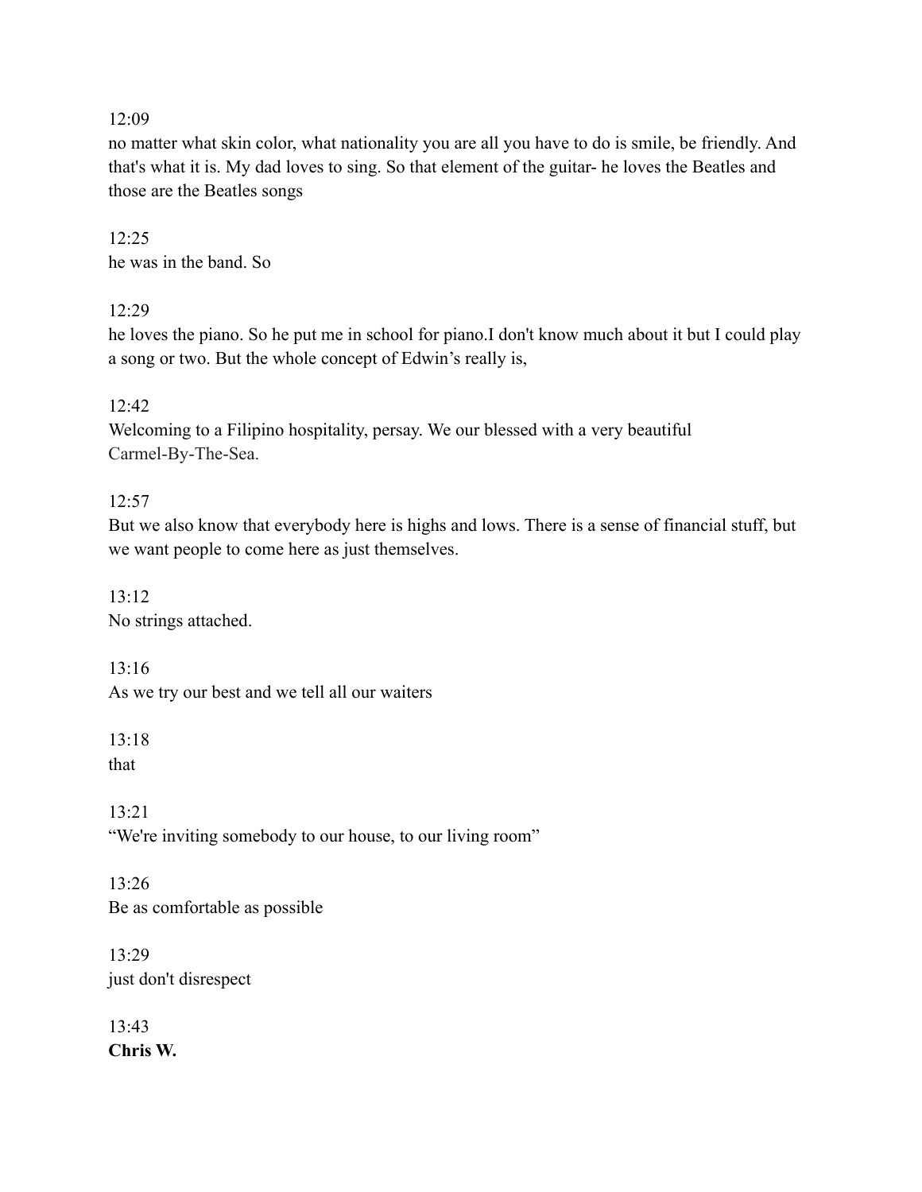12:09
no matter what skin color, what nationality you are all you have to do is smile, be friendly. And that's what it is. My dad loves to sing. So that element of the guitar- he loves the Beatles and those are the Beatles songs

12:25
he was in the band. So

12:29
he loves the piano. So he put me in school for piano.I don't know much about it but I could play a song or two. But the whole concept of Edwin’s really is,

12:42
Welcoming to a Filipino hospitality, persay. We our blessed with a very beautiful Carmel-By-The-Sea.

12:57
But we also know that everybody here is highs and lows. There is a sense of financial stuff, but we want people to come here as just themselves.

13:12
No strings attached.

13:16
As we try our best and we tell all our waiters

13:18
that

13:21
“We're inviting somebody to our house, to our living room”

13:26
Be as comfortable as possible

13:29
just don't disrespect

13:43
**Chris W.**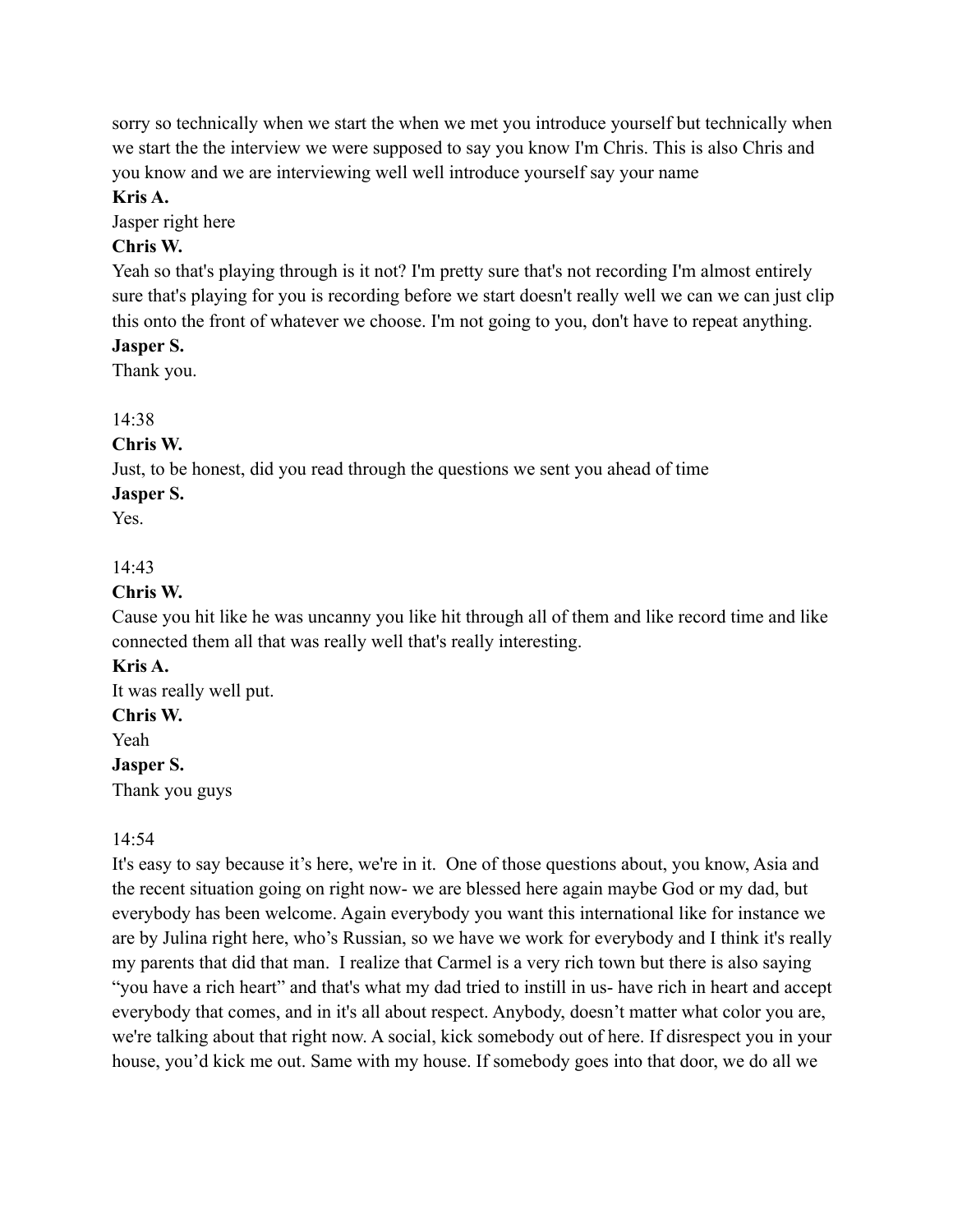sorry so technically when we start the when we met you introduce yourself but technically when we start the the interview we were supposed to say you know I'm Chris. This is also Chris and you know and we are interviewing well well introduce yourself say your name

**Kris A.**

Jasper right here

**Chris W.**

Yeah so that's playing through is it not? I'm pretty sure that's not recording I'm almost entirely sure that's playing for you is recording before we start doesn't really well we can we can just clip this onto the front of whatever we choose. I'm not going to you, don't have to repeat anything.

**Jasper S.**

Thank you.

14:38

**Chris W.**

Just, to be honest, did you read through the questions we sent you ahead of time

**Jasper S.**

Yes.

14:43

**Chris W.**

Cause you hit like he was uncanny you like hit through all of them and like record time and like connected them all that was really well that's really interesting.

**Kris A.**

It was really well put.

**Chris W.**

Yeah

**Jasper S.**

Thank you guys

14:54

It's easy to say because it's here, we're in it. One of those questions about, you know, Asia and the recent situation going on right now- we are blessed here again maybe God or my dad, but everybody has been welcome. Again everybody you want this international like for instance we are by Julina right here, who's Russian, so we have we work for everybody and I think it's really my parents that did that man. I realize that Carmel is a very rich town but there is also saying "you have a rich heart" and that's what my dad tried to instill in us- have rich in heart and accept everybody that comes, and in it's all about respect. Anybody, doesn't matter what color you are, we're talking about that right now. A social, kick somebody out of here. If disrespect you in your house, you'd kick me out. Same with my house. If somebody goes into that door, we do all we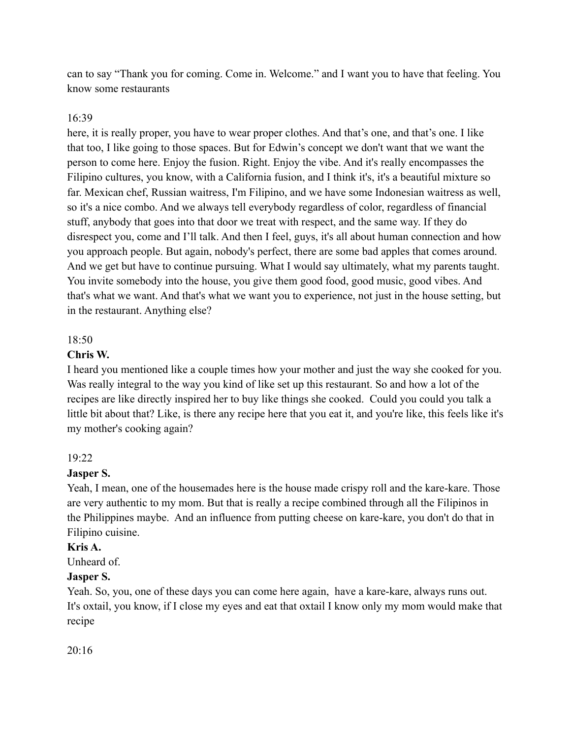can to say “Thank you for coming. Come in. Welcome.” and I want you to have that feeling. You know some restaurants

16:39

here, it is really proper, you have to wear proper clothes. And that’s one, and that’s one. I like that too, I like going to those spaces. But for Edwin’s concept we don't want that we want the person to come here. Enjoy the fusion. Right. Enjoy the vibe. And it's really encompasses the Filipino cultures, you know, with a California fusion, and I think it's, it's a beautiful mixture so far. Mexican chef, Russian waitress, I'm Filipino, and we have some Indonesian waitress as well, so it's a nice combo. And we always tell everybody regardless of color, regardless of financial stuff, anybody that goes into that door we treat with respect, and the same way. If they do disrespect you, come and I’ll talk. And then I feel, guys, it's all about human connection and how you approach people. But again, nobody's perfect, there are some bad apples that comes around. And we get but have to continue pursuing. What I would say ultimately, what my parents taught. You invite somebody into the house, you give them good food, good music, good vibes. And that's what we want. And that's what we want you to experience, not just in the house setting, but in the restaurant. Anything else?

18:50

**Chris W.**

I heard you mentioned like a couple times how your mother and just the way she cooked for you. Was really integral to the way you kind of like set up this restaurant. So and how a lot of the recipes are like directly inspired her to buy like things she cooked. Could you could you talk a little bit about that? Like, is there any recipe here that you eat it, and you're like, this feels like it's my mother's cooking again?

19:22

**Jasper S.**

Yeah, I mean, one of the housemades here is the house made crispy roll and the kare-kare. Those are very authentic to my mom. But that is really a recipe combined through all the Filipinos in the Philippines maybe. And an influence from putting cheese on kare-kare, you don't do that in Filipino cuisine.

**Kris A.**

Unheard of.

**Jasper S.**

Yeah. So, you, one of these days you can come here again, have a kare-kare, always runs out. It's oxtail, you know, if I close my eyes and eat that oxtail I know only my mom would make that recipe

20:16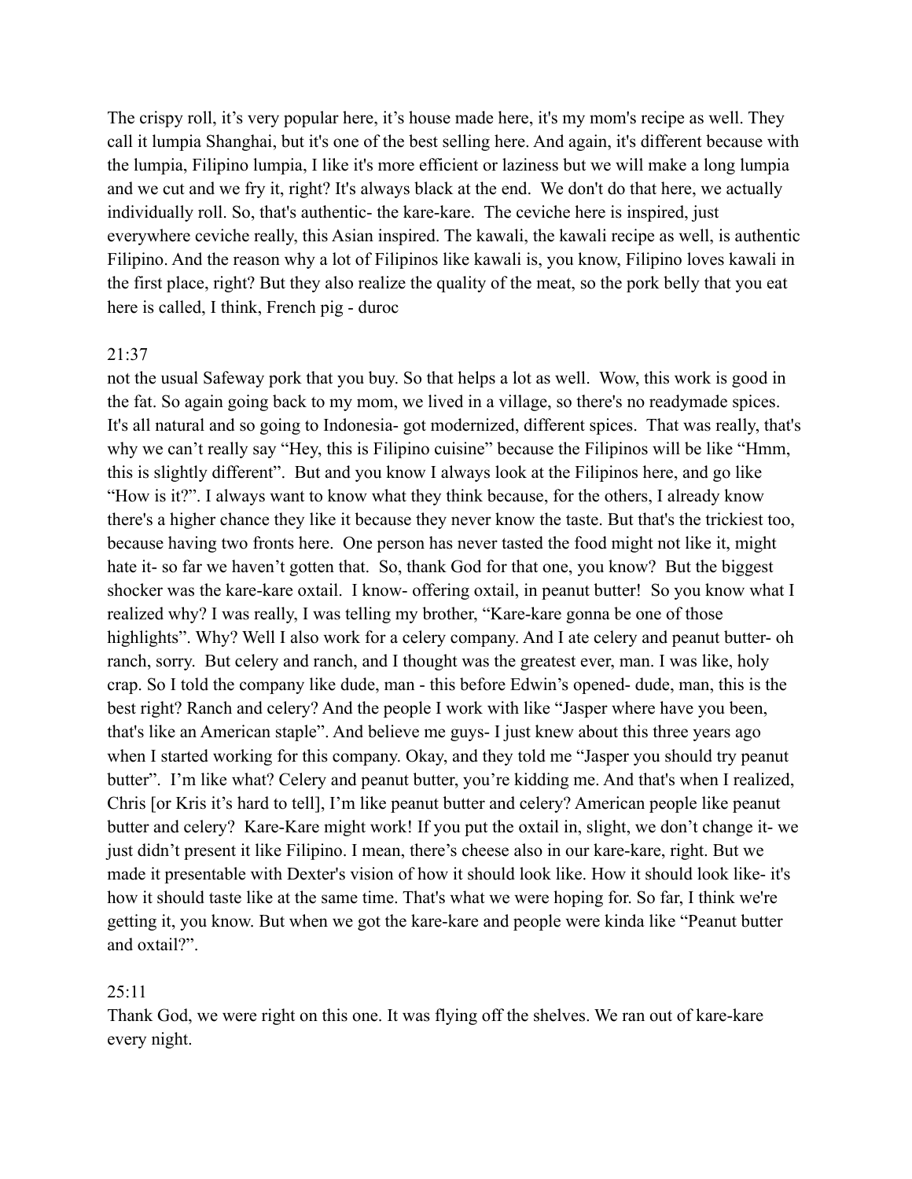The crispy roll, it's very popular here, it's house made here, it's my mom's recipe as well. They call it lumpia Shanghai, but it's one of the best selling here. And again, it's different because with the lumpia, Filipino lumpia, I like it's more efficient or laziness but we will make a long lumpia and we cut and we fry it, right? It's always black at the end. We don't do that here, we actually individually roll. So, that's authentic- the kare-kare. The ceviche here is inspired, just everywhere ceviche really, this Asian inspired. The kawali, the kawali recipe as well, is authentic Filipino. And the reason why a lot of Filipinos like kawali is, you know, Filipino loves kawali in the first place, right? But they also realize the quality of the meat, so the pork belly that you eat here is called, I think, French pig - duroc

21:37

not the usual Safeway pork that you buy. So that helps a lot as well. Wow, this work is good in the fat. So again going back to my mom, we lived in a village, so there's no readymade spices. It's all natural and so going to Indonesia- got modernized, different spices. That was really, that's why we can't really say "Hey, this is Filipino cuisine" because the Filipinos will be like "Hmm, this is slightly different". But and you know I always look at the Filipinos here, and go like "How is it?". I always want to know what they think because, for the others, I already know there's a higher chance they like it because they never know the taste. But that's the trickiest too, because having two fronts here. One person has never tasted the food might not like it, might hate it- so far we haven't gotten that. So, thank God for that one, you know? But the biggest shocker was the kare-kare oxtail. I know- offering oxtail, in peanut butter! So you know what I realized why? I was really, I was telling my brother, "Kare-kare gonna be one of those highlights". Why? Well I also work for a celery company. And I ate celery and peanut butter- oh ranch, sorry. But celery and ranch, and I thought was the greatest ever, man. I was like, holy crap. So I told the company like dude, man - this before Edwin's opened- dude, man, this is the best right? Ranch and celery? And the people I work with like "Jasper where have you been, that's like an American staple". And believe me guys- I just knew about this three years ago when I started working for this company. Okay, and they told me "Jasper you should try peanut butter". I'm like what? Celery and peanut butter, you're kidding me. And that's when I realized, Chris [or Kris it's hard to tell], I'm like peanut butter and celery? American people like peanut butter and celery? Kare-Kare might work! If you put the oxtail in, slight, we don't change it- we just didn't present it like Filipino. I mean, there's cheese also in our kare-kare, right. But we made it presentable with Dexter's vision of how it should look like. How it should look like- it's how it should taste like at the same time. That's what we were hoping for. So far, I think we're getting it, you know. But when we got the kare-kare and people were kinda like "Peanut butter and oxtail?".

25:11

Thank God, we were right on this one. It was flying off the shelves. We ran out of kare-kare every night.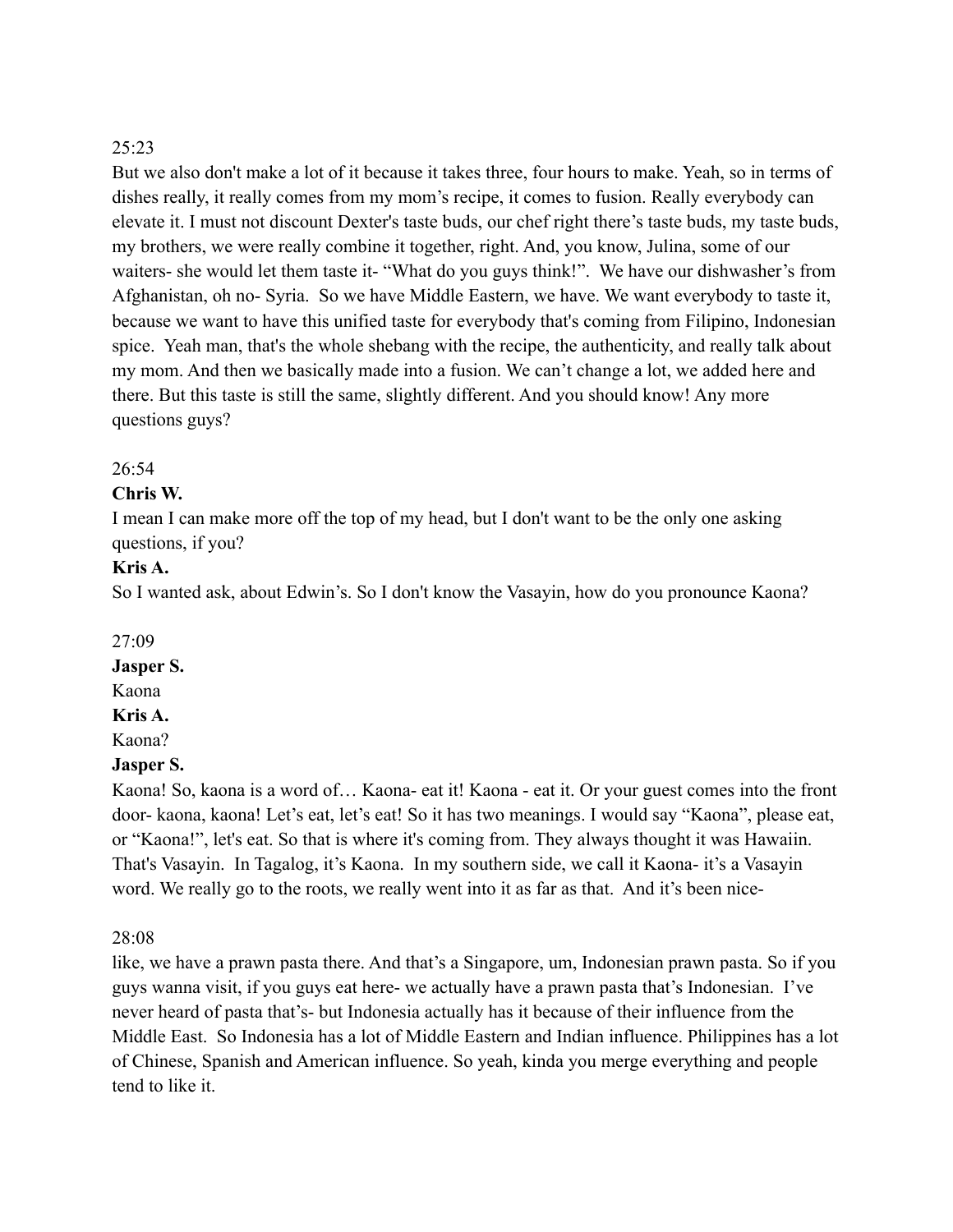25:23

But we also don't make a lot of it because it takes three, four hours to make. Yeah, so in terms of dishes really, it really comes from my mom's recipe, it comes to fusion. Really everybody can elevate it. I must not discount Dexter's taste buds, our chef right there's taste buds, my taste buds, my brothers, we were really combine it together, right. And, you know, Julina, some of our waiters- she would let them taste it- "What do you guys think!". We have our dishwasher's from Afghanistan, oh no- Syria. So we have Middle Eastern, we have. We want everybody to taste it, because we want to have this unified taste for everybody that's coming from Filipino, Indonesian spice. Yeah man, that's the whole shebang with the recipe, the authenticity, and really talk about my mom. And then we basically made into a fusion. We can't change a lot, we added here and there. But this taste is still the same, slightly different. And you should know! Any more questions guys?

26:54

**Chris W.**

I mean I can make more off the top of my head, but I don't want to be the only one asking questions, if you?

**Kris A.**

So I wanted ask, about Edwin's. So I don't know the Vasayin, how do you pronounce Kaona?

27:09

**Jasper S.**

Kaona

**Kris A.**

Kaona?

**Jasper S.**

Kaona! So, kaona is a word of… Kaona- eat it! Kaona - eat it. Or your guest comes into the front door- kaona, kaona! Let's eat, let's eat! So it has two meanings. I would say "Kaona", please eat, or "Kaona!", let's eat. So that is where it's coming from. They always thought it was Hawaiin. That's Vasayin. In Tagalog, it's Kaona. In my southern side, we call it Kaona- it's a Vasayin word. We really go to the roots, we really went into it as far as that. And it's been nice-

28:08

like, we have a prawn pasta there. And that's a Singapore, um, Indonesian prawn pasta. So if you guys wanna visit, if you guys eat here- we actually have a prawn pasta that's Indonesian. I've never heard of pasta that's- but Indonesia actually has it because of their influence from the Middle East. So Indonesia has a lot of Middle Eastern and Indian influence. Philippines has a lot of Chinese, Spanish and American influence. So yeah, kinda you merge everything and people tend to like it.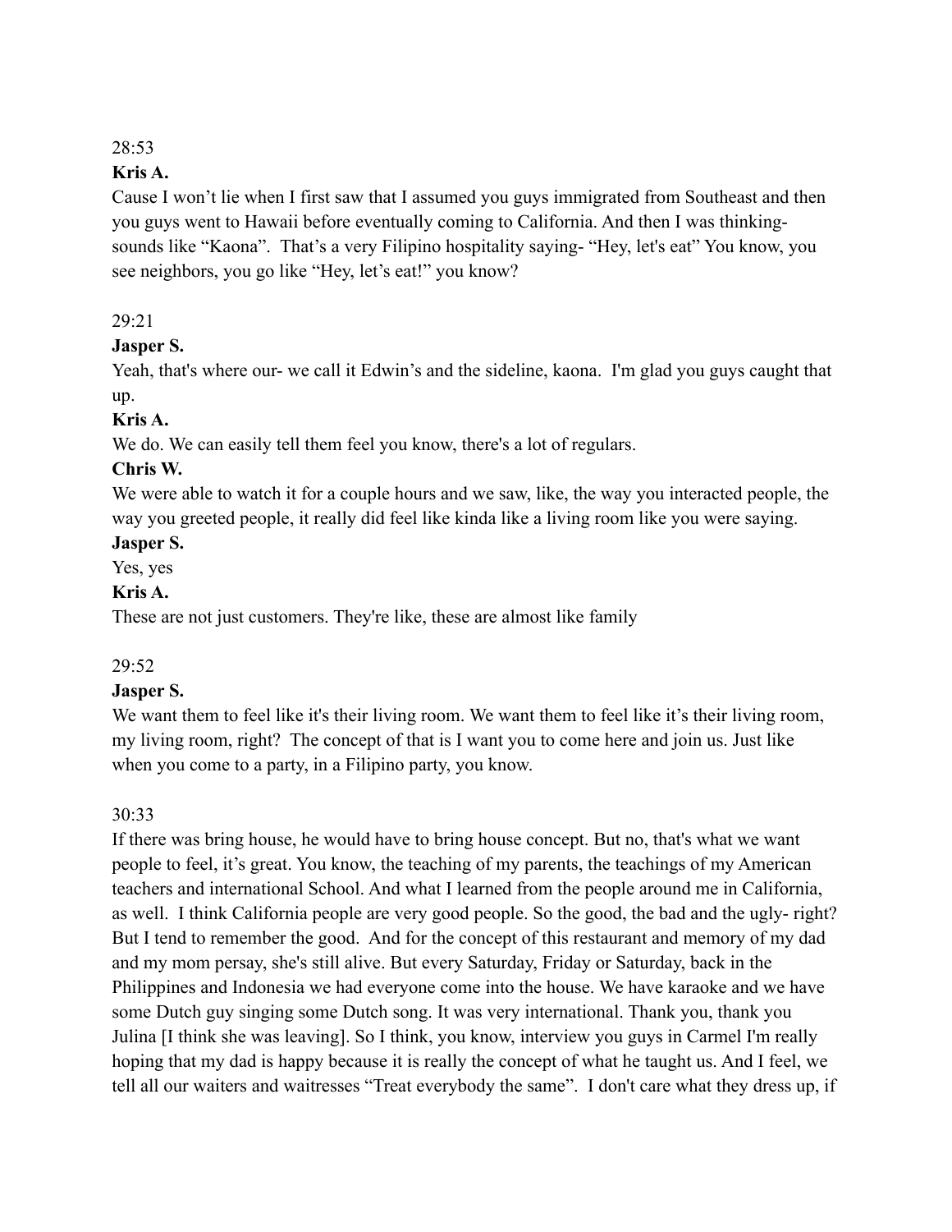28:53

**Kris A.**

Cause I won't lie when I first saw that I assumed you guys immigrated from Southeast and then you guys went to Hawaii before eventually coming to California. And then I was thinking- sounds like "Kaona". That's a very Filipino hospitality saying- "Hey, let's eat" You know, you see neighbors, you go like "Hey, let's eat!" you know?

29:21

**Jasper S.**

Yeah, that's where our- we call it Edwin's and the sideline, kaona. I'm glad you guys caught that up.

**Kris A.**

We do. We can easily tell them feel you know, there's a lot of regulars.

**Chris W.**

We were able to watch it for a couple hours and we saw, like, the way you interacted people, the way you greeted people, it really did feel like kinda like a living room like you were saying.

**Jasper S.**

Yes, yes

**Kris A.**

These are not just customers. They're like, these are almost like family

29:52

**Jasper S.**

We want them to feel like it's their living room. We want them to feel like it's their living room, my living room, right? The concept of that is I want you to come here and join us. Just like when you come to a party, in a Filipino party, you know.

30:33

If there was bring house, he would have to bring house concept. But no, that's what we want people to feel, it's great. You know, the teaching of my parents, the teachings of my American teachers and international School. And what I learned from the people around me in California, as well. I think California people are very good people. So the good, the bad and the ugly- right? But I tend to remember the good. And for the concept of this restaurant and memory of my dad and my mom persay, she's still alive. But every Saturday, Friday or Saturday, back in the Philippines and Indonesia we had everyone come into the house. We have karaoke and we have some Dutch guy singing some Dutch song. It was very international. Thank you, thank you Julina [I think she was leaving]. So I think, you know, interview you guys in Carmel I'm really hoping that my dad is happy because it is really the concept of what he taught us. And I feel, we tell all our waiters and waitresses "Treat everybody the same". I don't care what they dress up, if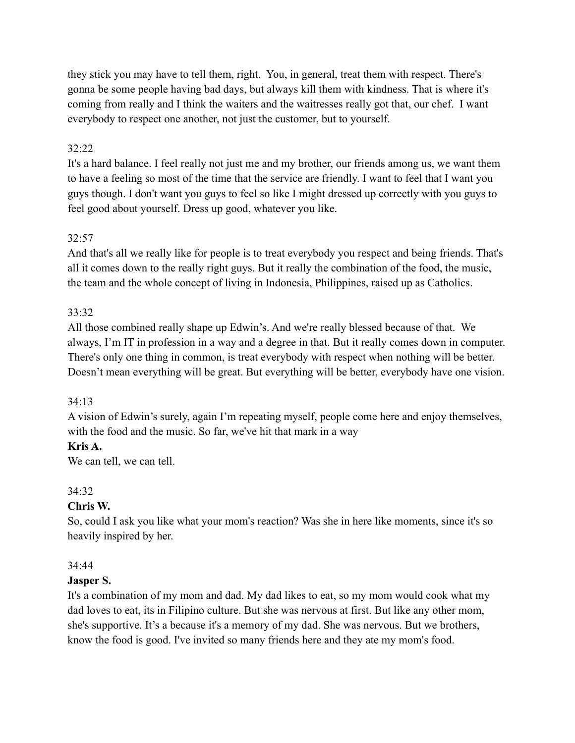they stick you may have to tell them, right.  You, in general, treat them with respect. There's gonna be some people having bad days, but always kill them with kindness. That is where it's coming from really and I think the waiters and the waitresses really got that, our chef.  I want everybody to respect one another, not just the customer, but to yourself.

32:22
It's a hard balance. I feel really not just me and my brother, our friends among us, we want them to have a feeling so most of the time that the service are friendly. I want to feel that I want you guys though. I don't want you guys to feel so like I might dressed up correctly with you guys to feel good about yourself. Dress up good, whatever you like.

32:57
And that's all we really like for people is to treat everybody you respect and being friends. That's all it comes down to the really right guys. But it really the combination of the food, the music, the team and the whole concept of living in Indonesia, Philippines, raised up as Catholics.

33:32
All those combined really shape up Edwin's. And we're really blessed because of that.  We always, I'm IT in profession in a way and a degree in that. But it really comes down in computer. There's only one thing in common, is treat everybody with respect when nothing will be better. Doesn't mean everything will be great. But everything will be better, everybody have one vision.

34:13
A vision of Edwin's surely, again I'm repeating myself, people come here and enjoy themselves, with the food and the music. So far, we've hit that mark in a way

**Kris A.**
We can tell, we can tell.

34:32
**Chris W.**
So, could I ask you like what your mom's reaction? Was she in here like moments, since it's so heavily inspired by her.

34:44
**Jasper S.**
It's a combination of my mom and dad. My dad likes to eat, so my mom would cook what my dad loves to eat, its in Filipino culture. But she was nervous at first. But like any other mom, she's supportive. It's a because it's a memory of my dad. She was nervous. But we brothers, know the food is good. I've invited so many friends here and they ate my mom's food.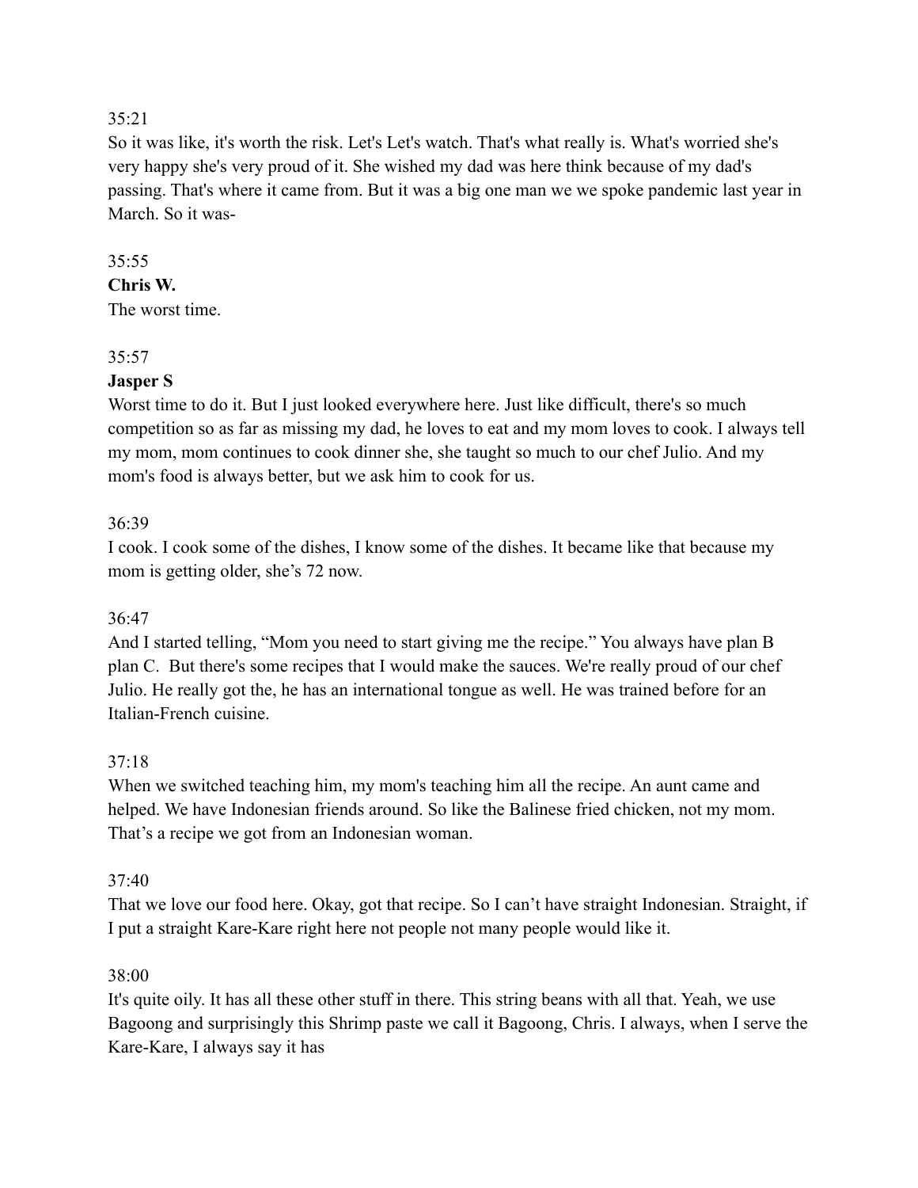35:21

So it was like, it's worth the risk. Let's Let's watch. That's what really is. What's worried she's very happy she's very proud of it. She wished my dad was here think because of my dad's passing. That's where it came from. But it was a big one man we we spoke pandemic last year in March. So it was-

35:55

**Chris W.**

The worst time.

35:57

**Jasper S**

Worst time to do it. But I just looked everywhere here. Just like difficult, there's so much competition so as far as missing my dad, he loves to eat and my mom loves to cook. I always tell my mom, mom continues to cook dinner she, she taught so much to our chef Julio. And my mom's food is always better, but we ask him to cook for us.

36:39

I cook. I cook some of the dishes, I know some of the dishes. It became like that because my mom is getting older, she's 72 now.

36:47

And I started telling, "Mom you need to start giving me the recipe." You always have plan B plan C. But there's some recipes that I would make the sauces. We're really proud of our chef Julio. He really got the, he has an international tongue as well. He was trained before for an Italian-French cuisine.

37:18

When we switched teaching him, my mom's teaching him all the recipe. An aunt came and helped. We have Indonesian friends around. So like the Balinese fried chicken, not my mom. That's a recipe we got from an Indonesian woman.

37:40

That we love our food here. Okay, got that recipe. So I can't have straight Indonesian. Straight, if I put a straight Kare-Kare right here not people not many people would like it.

38:00

It's quite oily. It has all these other stuff in there. This string beans with all that. Yeah, we use Bagoong and surprisingly this Shrimp paste we call it Bagoong, Chris. I always, when I serve the Kare-Kare, I always say it has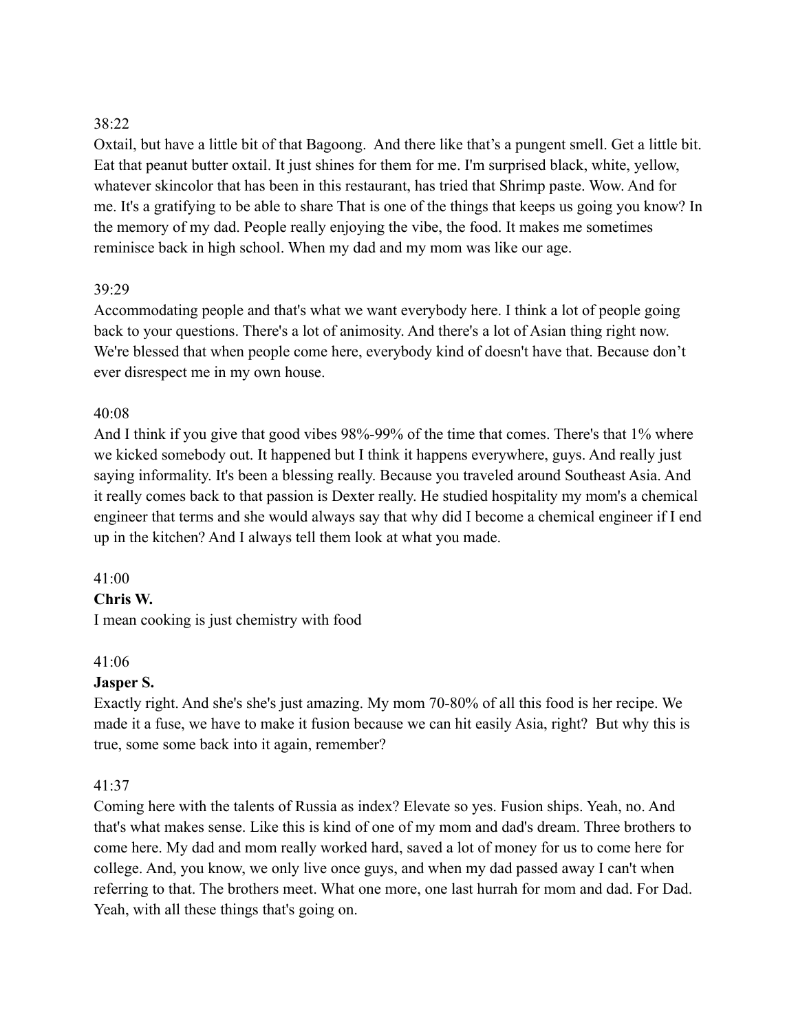38:22

Oxtail, but have a little bit of that Bagoong. And there like that's a pungent smell. Get a little bit. Eat that peanut butter oxtail. It just shines for them for me. I'm surprised black, white, yellow, whatever skincolor that has been in this restaurant, has tried that Shrimp paste. Wow. And for me. It's a gratifying to be able to share That is one of the things that keeps us going you know? In the memory of my dad. People really enjoying the vibe, the food. It makes me sometimes reminisce back in high school. When my dad and my mom was like our age.

39:29

Accommodating people and that's what we want everybody here. I think a lot of people going back to your questions. There's a lot of animosity. And there's a lot of Asian thing right now. We're blessed that when people come here, everybody kind of doesn't have that. Because don't ever disrespect me in my own house.

40:08

And I think if you give that good vibes 98%-99% of the time that comes. There's that 1% where we kicked somebody out. It happened but I think it happens everywhere, guys. And really just saying informality. It's been a blessing really. Because you traveled around Southeast Asia. And it really comes back to that passion is Dexter really. He studied hospitality my mom's a chemical engineer that terms and she would always say that why did I become a chemical engineer if I end up in the kitchen? And I always tell them look at what you made.

41:00

**Chris W.**

I mean cooking is just chemistry with food

41:06

**Jasper S.**

Exactly right. And she's she's just amazing. My mom 70-80% of all this food is her recipe. We made it a fuse, we have to make it fusion because we can hit easily Asia, right? But why this is true, some some back into it again, remember?

41:37

Coming here with the talents of Russia as index? Elevate so yes. Fusion ships. Yeah, no. And that's what makes sense. Like this is kind of one of my mom and dad's dream. Three brothers to come here. My dad and mom really worked hard, saved a lot of money for us to come here for college. And, you know, we only live once guys, and when my dad passed away I can't when referring to that. The brothers meet. What one more, one last hurrah for mom and dad. For Dad. Yeah, with all these things that's going on.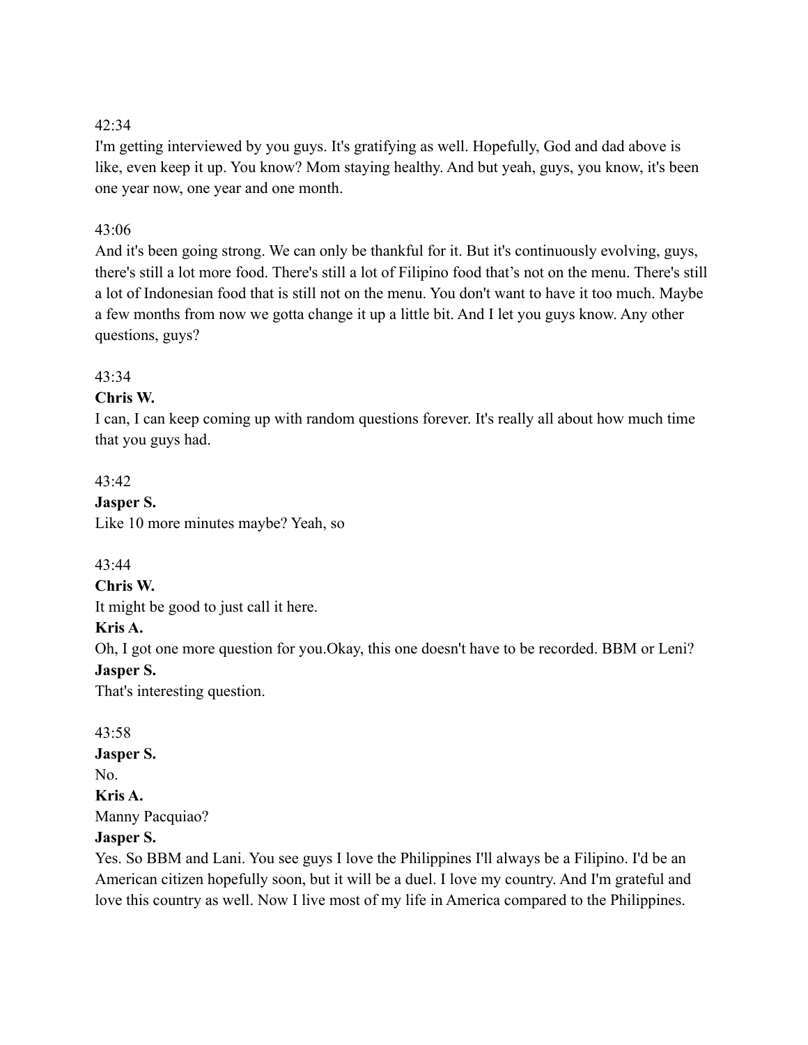42:34

I'm getting interviewed by you guys. It's gratifying as well. Hopefully, God and dad above is like, even keep it up. You know? Mom staying healthy. And but yeah, guys, you know, it's been one year now, one year and one month.

43:06

And it's been going strong. We can only be thankful for it. But it's continuously evolving, guys, there's still a lot more food. There's still a lot of Filipino food that's not on the menu. There's still a lot of Indonesian food that is still not on the menu. You don't want to have it too much. Maybe a few months from now we gotta change it up a little bit. And I let you guys know. Any other questions, guys?

43:34

**Chris W.**

I can, I can keep coming up with random questions forever. It's really all about how much time that you guys had.

43:42

**Jasper S.**

Like 10 more minutes maybe? Yeah, so

43:44

**Chris W.**

It might be good to just call it here.

**Kris A.**

Oh, I got one more question for you.Okay, this one doesn't have to be recorded. BBM or Leni?

**Jasper S.**

That's interesting question.

43:58

**Jasper S.**

No.

**Kris A.**

Manny Pacquiao?

**Jasper S.**

Yes. So BBM and Lani. You see guys I love the Philippines I'll always be a Filipino. I'd be an American citizen hopefully soon, but it will be a duel. I love my country. And I'm grateful and love this country as well. Now I live most of my life in America compared to the Philippines.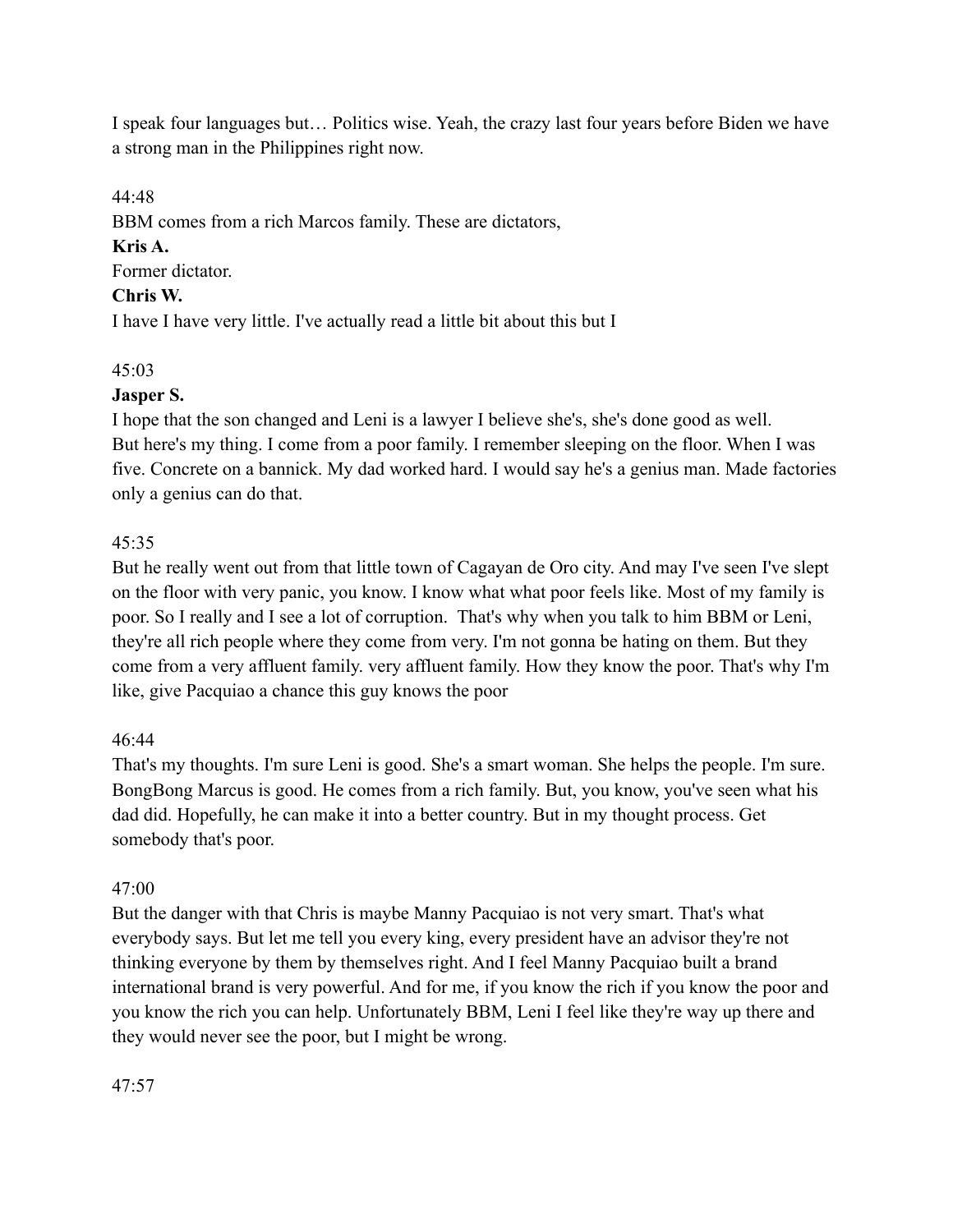I speak four languages but… Politics wise. Yeah, the crazy last four years before Biden we have a strong man in the Philippines right now.

44:48

BBM comes from a rich Marcos family. These are dictators,

**Kris A.**

Former dictator.

**Chris W.**

I have I have very little. I've actually read a little bit about this but I

45:03

**Jasper S.**

I hope that the son changed and Leni is a lawyer I believe she's, she's done good as well.
But here's my thing. I come from a poor family. I remember sleeping on the floor. When I was five. Concrete on a bannick. My dad worked hard. I would say he's a genius man. Made factories only a genius can do that.

45:35

But he really went out from that little town of Cagayan de Oro city. And may I've seen I've slept on the floor with very panic, you know. I know what what poor feels like. Most of my family is poor. So I really and I see a lot of corruption. That's why when you talk to him BBM or Leni, they're all rich people where they come from very. I'm not gonna be hating on them. But they come from a very affluent family. very affluent family. How they know the poor. That's why I'm like, give Pacquiao a chance this guy knows the poor

46:44

That's my thoughts. I'm sure Leni is good. She's a smart woman. She helps the people. I'm sure. BongBong Marcus is good. He comes from a rich family. But, you know, you've seen what his dad did. Hopefully, he can make it into a better country. But in my thought process. Get somebody that's poor.

47:00

But the danger with that Chris is maybe Manny Pacquiao is not very smart. That's what everybody says. But let me tell you every king, every president have an advisor they're not thinking everyone by them by themselves right. And I feel Manny Pacquiao built a brand international brand is very powerful. And for me, if you know the rich if you know the poor and you know the rich you can help. Unfortunately BBM, Leni I feel like they're way up there and they would never see the poor, but I might be wrong.

47:57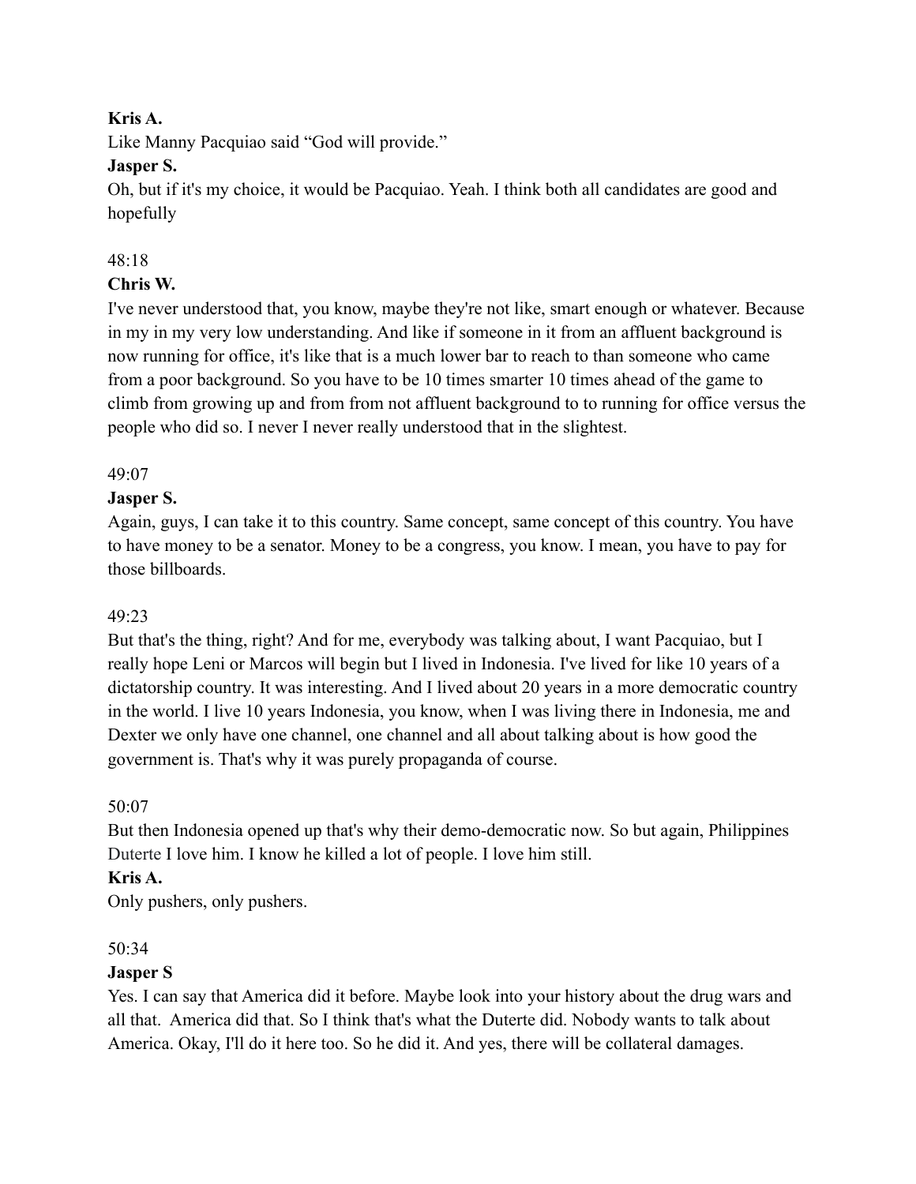**Kris A.**

Like Manny Pacquiao said "God will provide."

**Jasper S.**

Oh, but if it's my choice, it would be Pacquiao. Yeah. I think both all candidates are good and hopefully

48:18

**Chris W.**

I've never understood that, you know, maybe they're not like, smart enough or whatever. Because in my in my very low understanding. And like if someone in it from an affluent background is now running for office, it's like that is a much lower bar to reach to than someone who came from a poor background. So you have to be 10 times smarter 10 times ahead of the game to climb from growing up and from from not affluent background to to running for office versus the people who did so. I never I never really understood that in the slightest.

49:07

**Jasper S.**

Again, guys, I can take it to this country. Same concept, same concept of this country. You have to have money to be a senator. Money to be a congress, you know. I mean, you have to pay for those billboards.

49:23

But that's the thing, right? And for me, everybody was talking about, I want Pacquiao, but I really hope Leni or Marcos will begin but I lived in Indonesia. I've lived for like 10 years of a dictatorship country. It was interesting. And I lived about 20 years in a more democratic country in the world. I live 10 years Indonesia, you know, when I was living there in Indonesia, me and Dexter we only have one channel, one channel and all about talking about is how good the government is. That's why it was purely propaganda of course.

50:07

But then Indonesia opened up that's why their demo-democratic now. So but again, Philippines Duterte I love him. I know he killed a lot of people. I love him still.

**Kris A.**

Only pushers, only pushers.

50:34

**Jasper S**

Yes. I can say that America did it before. Maybe look into your history about the drug wars and all that. America did that. So I think that's what the Duterte did. Nobody wants to talk about America. Okay, I'll do it here too. So he did it. And yes, there will be collateral damages.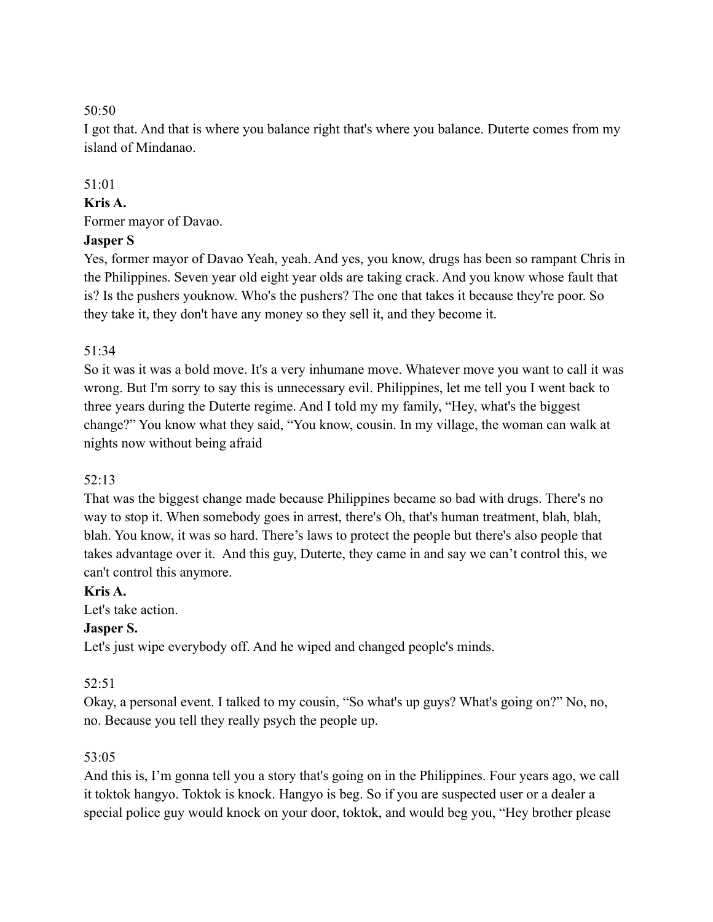50:50

I got that. And that is where you balance right that's where you balance. Duterte comes from my island of Mindanao.

51:01

**Kris A.**

Former mayor of Davao.

**Jasper S**

Yes, former mayor of Davao Yeah, yeah. And yes, you know, drugs has been so rampant Chris in the Philippines. Seven year old eight year olds are taking crack. And you know whose fault that is? Is the pushers youknow. Who's the pushers? The one that takes it because they're poor. So they take it, they don't have any money so they sell it, and they become it.

51:34

So it was it was a bold move. It's a very inhumane move. Whatever move you want to call it was wrong. But I'm sorry to say this is unnecessary evil. Philippines, let me tell you I went back to three years during the Duterte regime. And I told my my family, "Hey, what's the biggest change?" You know what they said, "You know, cousin. In my village, the woman can walk at nights now without being afraid

52:13

That was the biggest change made because Philippines became so bad with drugs. There's no way to stop it. When somebody goes in arrest, there's Oh, that's human treatment, blah, blah, blah. You know, it was so hard. There's laws to protect the people but there's also people that takes advantage over it. And this guy, Duterte, they came in and say we can't control this, we can't control this anymore.

**Kris A.**

Let's take action.

**Jasper S.**

Let's just wipe everybody off. And he wiped and changed people's minds.

52:51

Okay, a personal event. I talked to my cousin, "So what's up guys? What's going on?" No, no, no. Because you tell they really psych the people up.

53:05

And this is, I'm gonna tell you a story that's going on in the Philippines. Four years ago, we call it toktok hangyo. Toktok is knock. Hangyo is beg. So if you are suspected user or a dealer a special police guy would knock on your door, toktok, and would beg you, "Hey brother please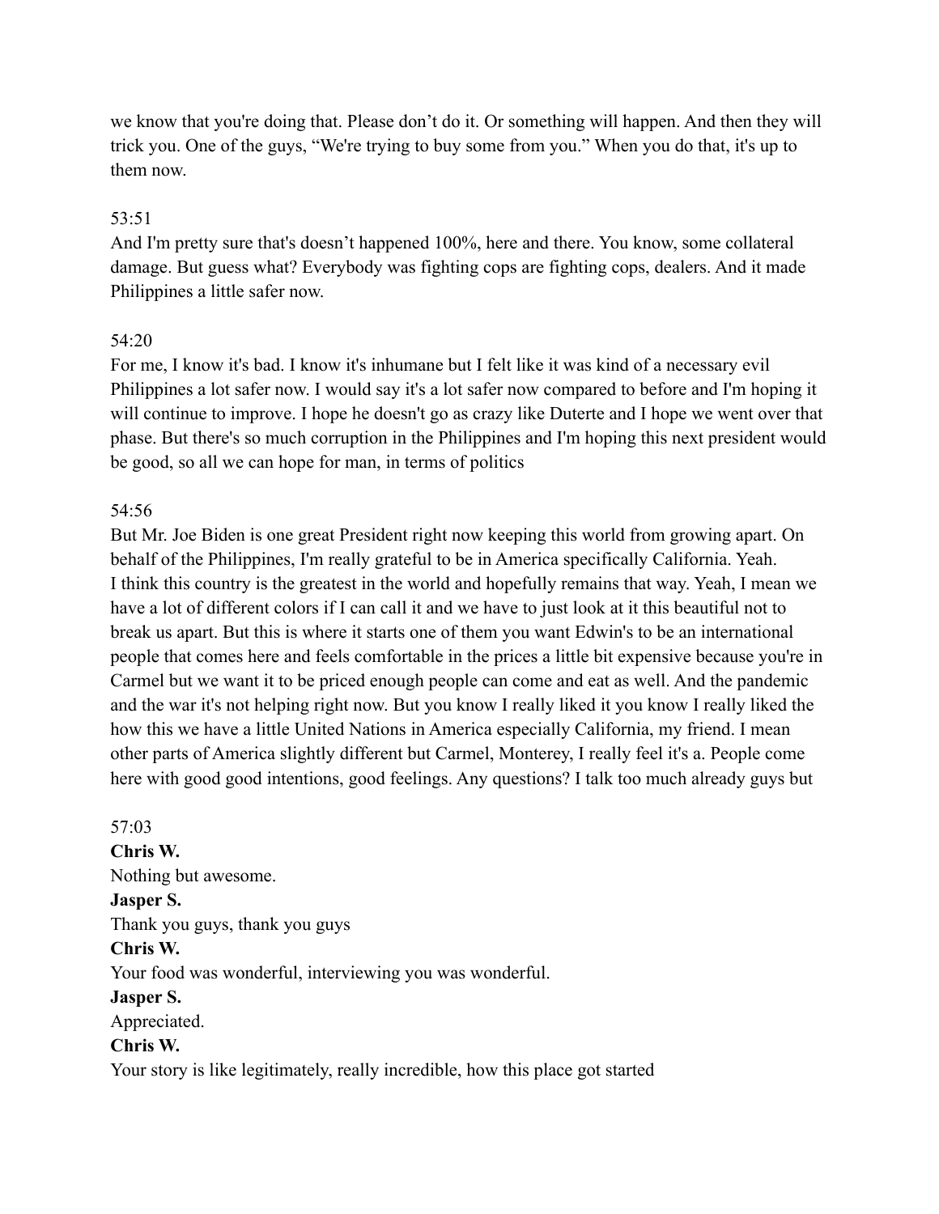we know that you're doing that. Please don't do it. Or something will happen. And then they will trick you. One of the guys, "We're trying to buy some from you." When you do that, it's up to them now.

53:51
And I'm pretty sure that's doesn't happened 100%, here and there. You know, some collateral damage. But guess what? Everybody was fighting cops are fighting cops, dealers. And it made Philippines a little safer now.

54:20
For me, I know it's bad. I know it's inhumane but I felt like it was kind of a necessary evil Philippines a lot safer now. I would say it's a lot safer now compared to before and I'm hoping it will continue to improve. I hope he doesn't go as crazy like Duterte and I hope we went over that phase. But there's so much corruption in the Philippines and I'm hoping this next president would be good, so all we can hope for man, in terms of politics

54:56
But Mr. Joe Biden is one great President right now keeping this world from growing apart. On behalf of the Philippines, I'm really grateful to be in America specifically California. Yeah. I think this country is the greatest in the world and hopefully remains that way. Yeah, I mean we have a lot of different colors if I can call it and we have to just look at it this beautiful not to break us apart. But this is where it starts one of them you want Edwin's to be an international people that comes here and feels comfortable in the prices a little bit expensive because you're in Carmel but we want it to be priced enough people can come and eat as well. And the pandemic and the war it's not helping right now. But you know I really liked it you know I really liked the how this we have a little United Nations in America especially California, my friend. I mean other parts of America slightly different but Carmel, Monterey, I really feel it's a. People come here with good good intentions, good feelings. Any questions? I talk too much already guys but

57:03
**Chris W.**
Nothing but awesome.
**Jasper S.**
Thank you guys, thank you guys
**Chris W.**
Your food was wonderful, interviewing you was wonderful.
**Jasper S.**
Appreciated.
**Chris W.**
Your story is like legitimately, really incredible, how this place got started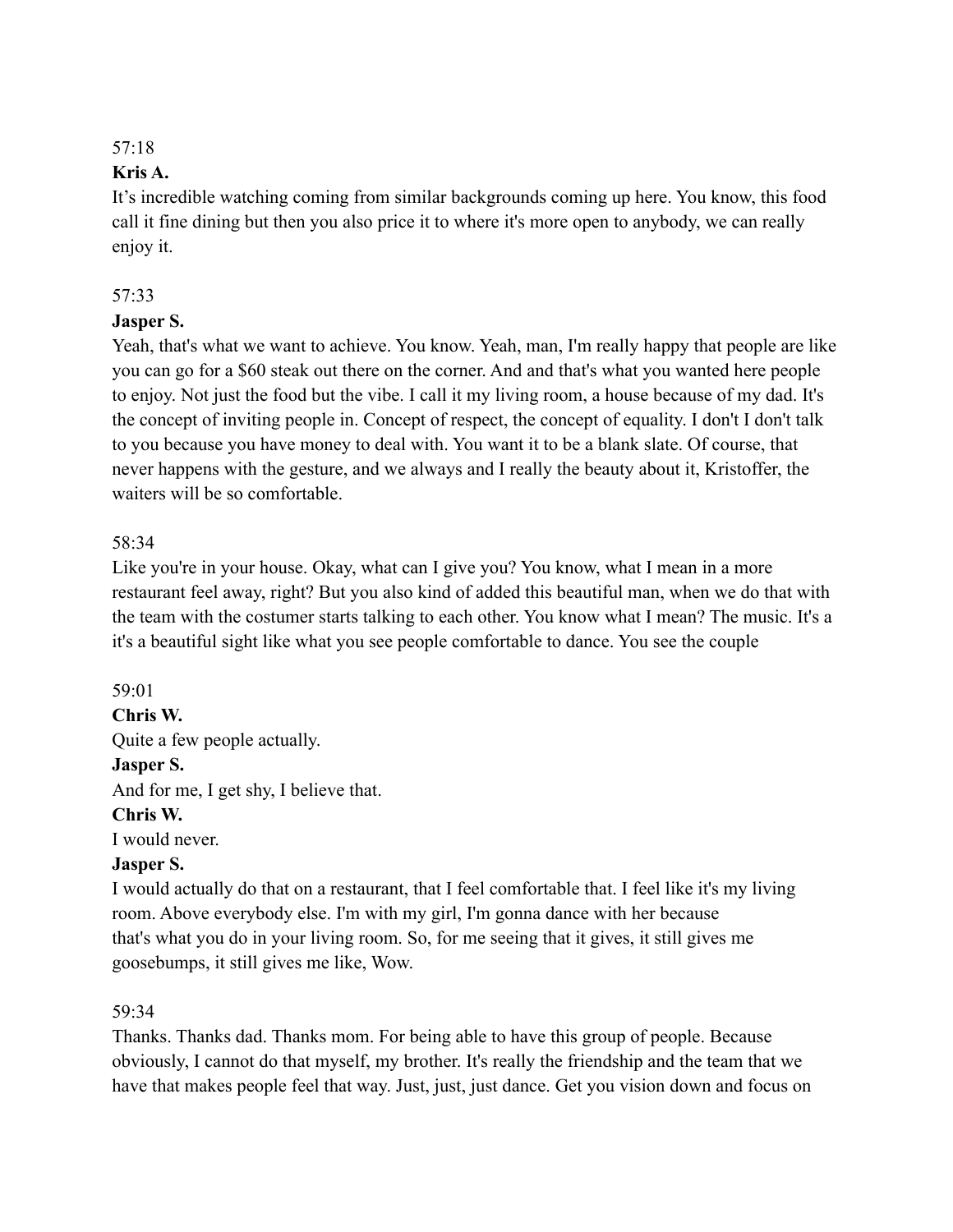57:18

**Kris A.**

It's incredible watching coming from similar backgrounds coming up here. You know, this food call it fine dining but then you also price it to where it's more open to anybody, we can really enjoy it.

57:33

**Jasper S.**

Yeah, that's what we want to achieve. You know. Yeah, man, I'm really happy that people are like you can go for a $60 steak out there on the corner. And and that's what you wanted here people to enjoy. Not just the food but the vibe. I call it my living room, a house because of my dad. It's the concept of inviting people in. Concept of respect, the concept of equality. I don't I don't talk to you because you have money to deal with. You want it to be a blank slate. Of course, that never happens with the gesture, and we always and I really the beauty about it, Kristoffer, the waiters will be so comfortable.

58:34

Like you're in your house. Okay, what can I give you? You know, what I mean in a more restaurant feel away, right? But you also kind of added this beautiful man, when we do that with the team with the costumer starts talking to each other. You know what I mean? The music. It's a it's a beautiful sight like what you see people comfortable to dance. You see the couple

59:01

**Chris W.**

Quite a few people actually.

**Jasper S.**

And for me, I get shy, I believe that.

**Chris W.**

I would never.

**Jasper S.**

I would actually do that on a restaurant, that I feel comfortable that. I feel like it's my living room. Above everybody else. I'm with my girl, I'm gonna dance with her because that's what you do in your living room. So, for me seeing that it gives, it still gives me goosebumps, it still gives me like, Wow.

59:34

Thanks. Thanks dad. Thanks mom. For being able to have this group of people. Because obviously, I cannot do that myself, my brother. It's really the friendship and the team that we have that makes people feel that way. Just, just, just dance. Get you vision down and focus on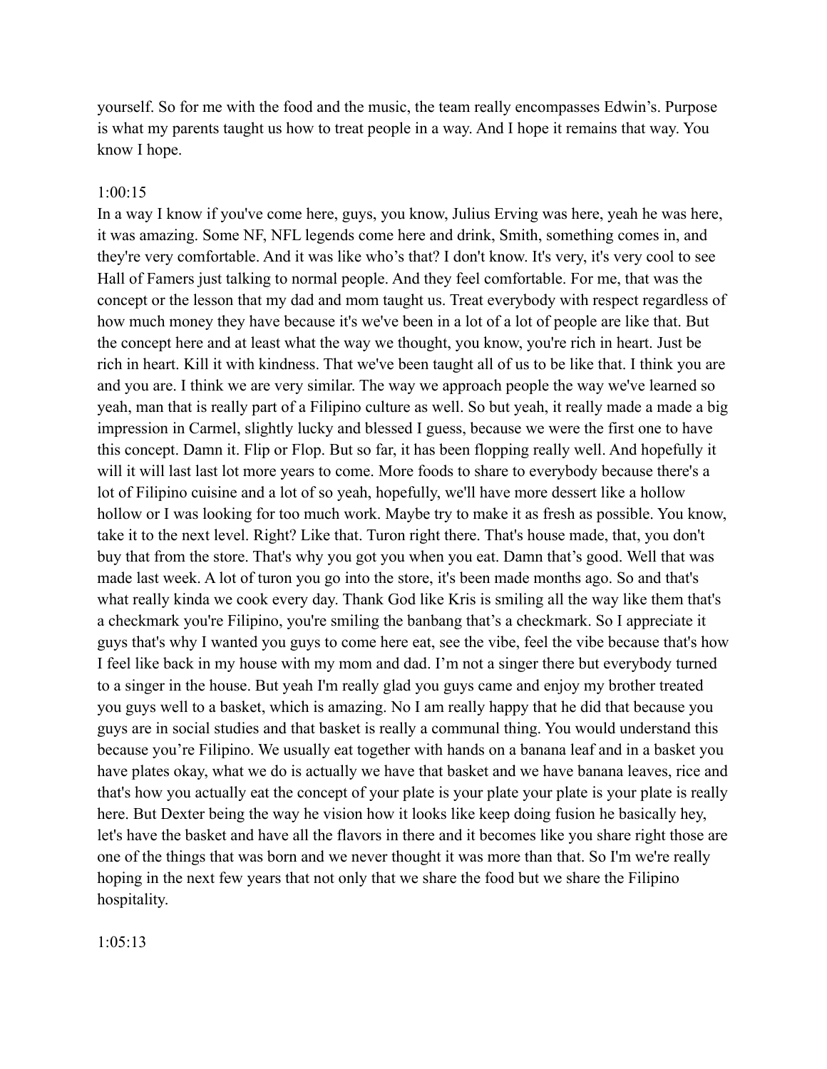yourself. So for me with the food and the music, the team really encompasses Edwin's. Purpose is what my parents taught us how to treat people in a way. And I hope it remains that way. You know I hope.

1:00:15

In a way I know if you've come here, guys, you know, Julius Erving was here, yeah he was here, it was amazing. Some NF, NFL legends come here and drink, Smith, something comes in, and they're very comfortable. And it was like who's that? I don't know. It's very, it's very cool to see Hall of Famers just talking to normal people. And they feel comfortable. For me, that was the concept or the lesson that my dad and mom taught us. Treat everybody with respect regardless of how much money they have because it's we've been in a lot of a lot of people are like that. But the concept here and at least what the way we thought, you know, you're rich in heart. Just be rich in heart. Kill it with kindness. That we've been taught all of us to be like that. I think you are and you are. I think we are very similar. The way we approach people the way we've learned so yeah, man that is really part of a Filipino culture as well. So but yeah, it really made a made a big impression in Carmel, slightly lucky and blessed I guess, because we were the first one to have this concept. Damn it. Flip or Flop. But so far, it has been flopping really well. And hopefully it will it will last last lot more years to come. More foods to share to everybody because there's a lot of Filipino cuisine and a lot of so yeah, hopefully, we'll have more dessert like a hollow hollow or I was looking for too much work. Maybe try to make it as fresh as possible. You know, take it to the next level. Right? Like that. Turon right there. That's house made, that, you don't buy that from the store. That's why you got you when you eat. Damn that's good. Well that was made last week. A lot of turon you go into the store, it's been made months ago. So and that's what really kinda we cook every day. Thank God like Kris is smiling all the way like them that's a checkmark you're Filipino, you're smiling the banbang that's a checkmark. So I appreciate it guys that's why I wanted you guys to come here eat, see the vibe, feel the vibe because that's how I feel like back in my house with my mom and dad. I'm not a singer there but everybody turned to a singer in the house. But yeah I'm really glad you guys came and enjoy my brother treated you guys well to a basket, which is amazing. No I am really happy that he did that because you guys are in social studies and that basket is really a communal thing. You would understand this because you're Filipino. We usually eat together with hands on a banana leaf and in a basket you have plates okay, what we do is actually we have that basket and we have banana leaves, rice and that's how you actually eat the concept of your plate is your plate your plate is your plate is really here. But Dexter being the way he vision how it looks like keep doing fusion he basically hey, let's have the basket and have all the flavors in there and it becomes like you share right those are one of the things that was born and we never thought it was more than that. So I'm we're really hoping in the next few years that not only that we share the food but we share the Filipino hospitality.

1:05:13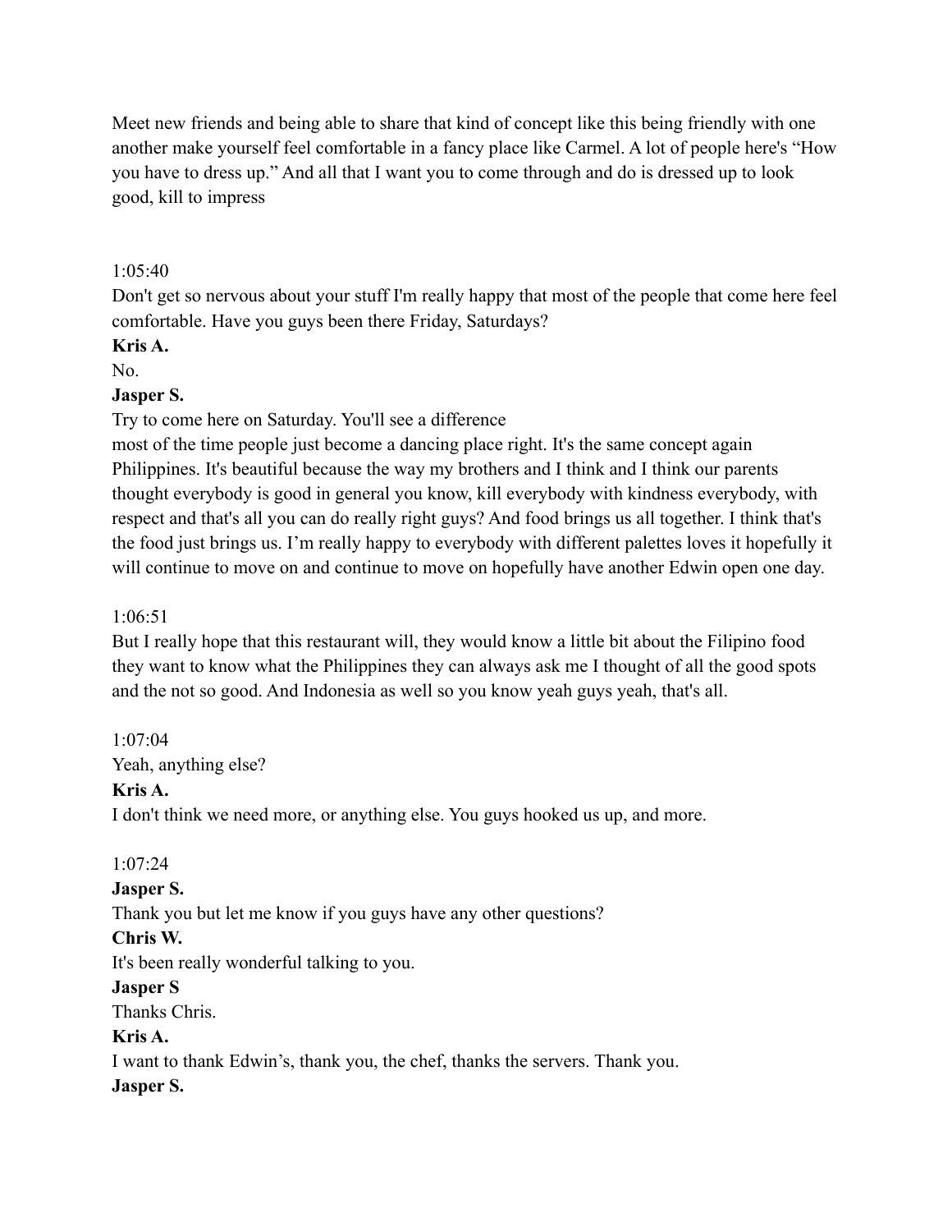Meet new friends and being able to share that kind of concept like this being friendly with one another make yourself feel comfortable in a fancy place like Carmel. A lot of people here's "How you have to dress up." And all that I want you to come through and do is dressed up to look good, kill to impress

1:05:40

Don't get so nervous about your stuff I'm really happy that most of the people that come here feel comfortable. Have you guys been there Friday, Saturdays?

**Kris A.**

No.

**Jasper S.**

Try to come here on Saturday. You'll see a difference
most of the time people just become a dancing place right. It's the same concept again Philippines. It's beautiful because the way my brothers and I think and I think our parents thought everybody is good in general you know, kill everybody with kindness everybody, with respect and that's all you can do really right guys? And food brings us all together. I think that's the food just brings us. I'm really happy to everybody with different palettes loves it hopefully it will continue to move on and continue to move on hopefully have another Edwin open one day.

1:06:51

But I really hope that this restaurant will, they would know a little bit about the Filipino food they want to know what the Philippines they can always ask me I thought of all the good spots and the not so good. And Indonesia as well so you know yeah guys yeah, that's all.

1:07:04

Yeah, anything else?

**Kris A.**

I don't think we need more, or anything else. You guys hooked us up, and more.

1:07:24

**Jasper S.**

Thank you but let me know if you guys have any other questions?

**Chris W.**

It's been really wonderful talking to you.

**Jasper S**

Thanks Chris.

**Kris A.**

I want to thank Edwin's, thank you, the chef, thanks the servers. Thank you.

**Jasper S.**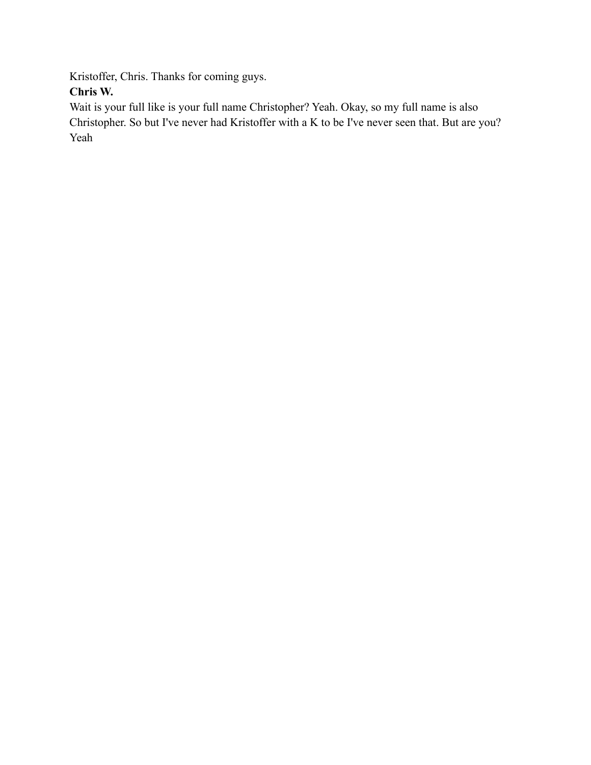Kristoffer, Chris. Thanks for coming guys.

**Chris W.**

Wait is your full like is your full name Christopher? Yeah. Okay, so my full name is also Christopher. So but I've never had Kristoffer with a K to be I've never seen that. But are you? Yeah